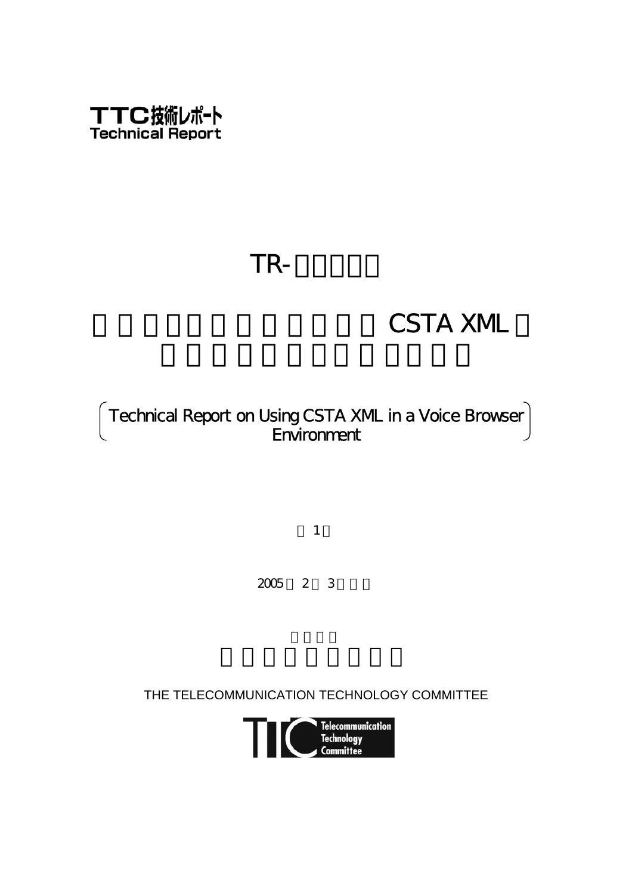TTC技術レポート
Technical Report

# TR-

## CSTA XML

(Technical Report on Using CSTA XML in a Voice Browser Environment)

1

2005 2 3

THE TELECOMMUNICATION TECHNOLOGY COMMITTEE

Telecommunication Technology Committee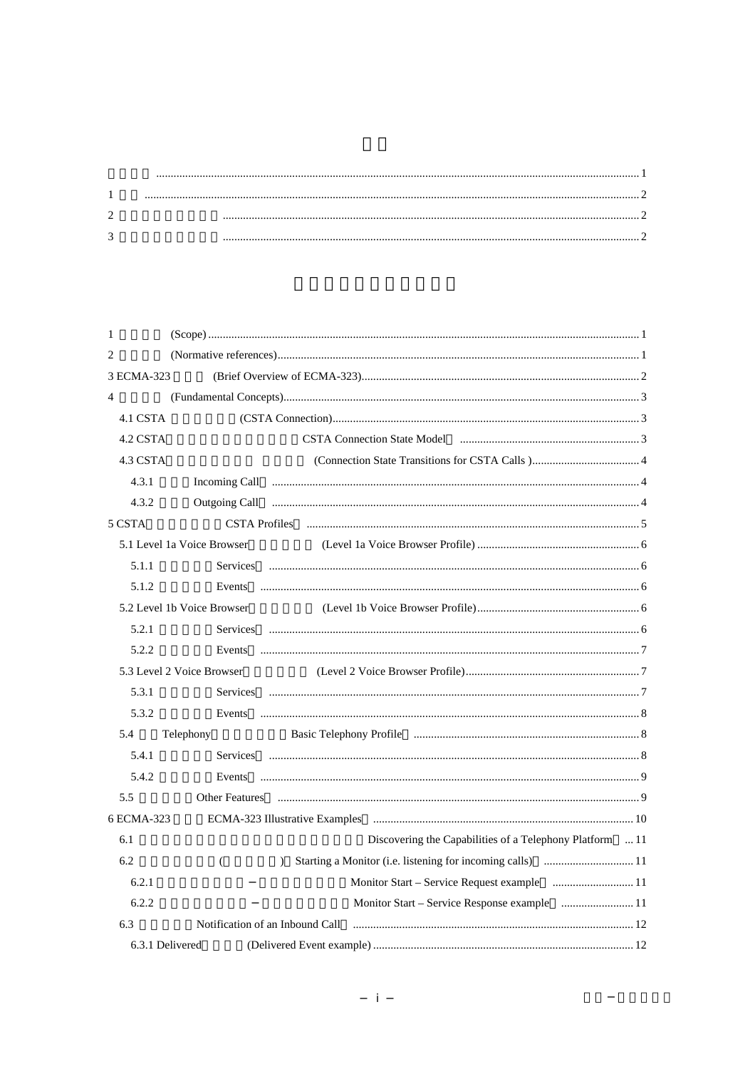## 目次

| | |
|---|---|
| 序　　文 | 1 |
| 1　　 | 2 |
| 2 | 2 |
| 3 | 2 |

## 

| | |
|---|---|
| 1　(Scope) | 1 |
| 2　(Normative references) | 1 |
| 3 ECMA-323　(Brief Overview of ECMA-323) | 2 |
| 4　(Fundamental Concepts) | 3 |
| 4.1 CSTA　(CSTA Connection) | 3 |
| 4.2 CSTA　CSTA Connection State Model | 3 |
| 4.3 CSTA　(Connection State Transitions for CSTA Calls ) | 4 |
| 4.3.1　Incoming Call | 4 |
| 4.3.2　Outgoing Call | 4 |
| 5 CSTA　CSTA Profiles | 5 |
| 5.1 Level 1a Voice Browser　(Level 1a Voice Browser Profile) | 6 |
| 5.1.1　Services | 6 |
| 5.1.2　Events | 6 |
| 5.2 Level 1b Voice Browser　(Level 1b Voice Browser Profile) | 6 |
| 5.2.1　Services | 6 |
| 5.2.2　Events | 7 |
| 5.3 Level 2 Voice Browser　(Level 2 Voice Browser Profile) | 7 |
| 5.3.1　Services | 7 |
| 5.3.2　Events | 8 |
| 5.4　Telephony　Basic Telephony Profile | 8 |
| 5.4.1　Services | 8 |
| 5.4.2　Events | 9 |
| 5.5　Other Features | 9 |
| 6 ECMA-323　ECMA-323 Illustrative Examples | 10 |
| 6.1　Discovering the Capabilities of a Telephony Platform | 11 |
| 6.2　(　)　Starting a Monitor (i.e. listening for incoming calls) | 11 |
| 6.2.1　−　Monitor Start – Service Request example | 11 |
| 6.2.2　−　Monitor Start – Service Response example | 11 |
| 6.3　Notification of an Inbound Call | 12 |
| 6.3.1 Delivered　(Delivered Event example) | 12 |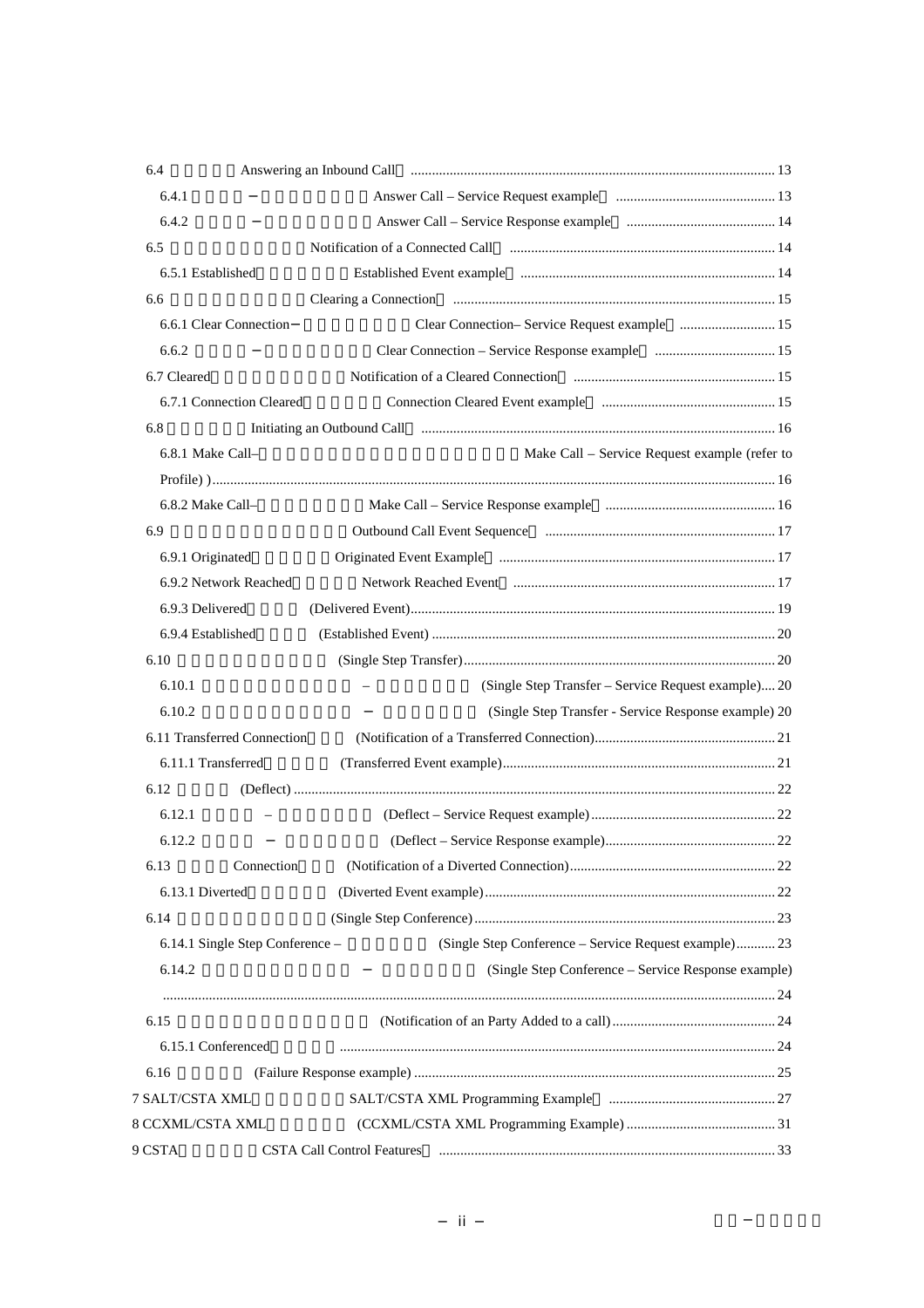6.4 Answering an Inbound Call ........ 13

6.4.1 – Answer Call – Service Request example ........ 13

6.4.2 – Answer Call – Service Response example ........ 14

6.5 Notification of a Connected Call ........ 14

6.5.1 Established Established Event example ........ 14

6.6 Clearing a Connection ........ 15

6.6.1 Clear Connection – Clear Connection– Service Request example ........ 15

6.6.2 – Clear Connection – Service Response example ........ 15

6.7 Cleared Notification of a Cleared Connection ........ 15

6.7.1 Connection Cleared Connection Cleared Event example ........ 15

6.8 Initiating an Outbound Call ........ 16

6.8.1 Make Call– Make Call – Service Request example (refer to Profile) ) ........ 16

6.8.2 Make Call– Make Call – Service Response example ........ 16

6.9 Outbound Call Event Sequence ........ 17

6.9.1 Originated Originated Event Example ........ 17

6.9.2 Network Reached Network Reached Event ........ 17

6.9.3 Delivered (Delivered Event) ........ 19

6.9.4 Established (Established Event) ........ 20

6.10 (Single Step Transfer) ........ 20

6.10.1 – (Single Step Transfer – Service Request example) ........ 20

6.10.2 – (Single Step Transfer - Service Response example) 20

6.11 Transferred Connection (Notification of a Transferred Connection) ........ 21

6.11.1 Transferred (Transferred Event example) ........ 21

6.12 (Deflect) ........ 22

6.12.1 – (Deflect – Service Request example) ........ 22

6.12.2 – (Deflect – Service Response example) ........ 22

6.13 Connection (Notification of a Diverted Connection) ........ 22

6.13.1 Diverted (Diverted Event example) ........ 22

6.14 (Single Step Conference) ........ 23

6.14.1 Single Step Conference – (Single Step Conference – Service Request example) ........ 23

6.14.2 – (Single Step Conference – Service Response example) ........ 24

6.15 (Notification of an Party Added to a call) ........ 24

6.15.1 Conferenced ........ 24

6.16 (Failure Response example) ........ 25

7 SALT/CSTA XML SALT/CSTA XML Programming Example ........ 27

8 CCXML/CSTA XML (CCXML/CSTA XML Programming Example) ........ 31

9 CSTA CSTA Call Control Features ........ 33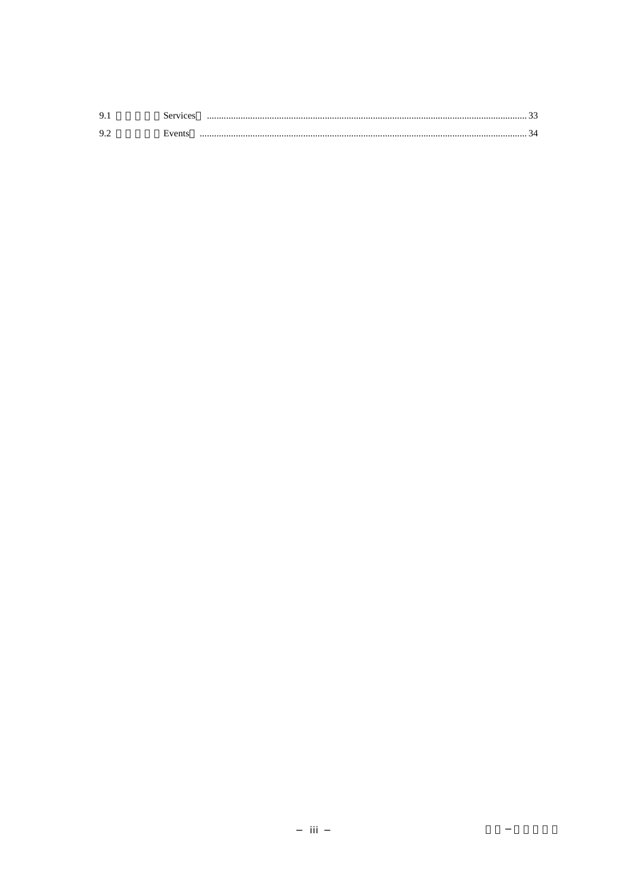9.1 　　　　Services　 ........................................................................................................................................ 33

9.2 　　　　Events　 ........................................................................................................................................... 34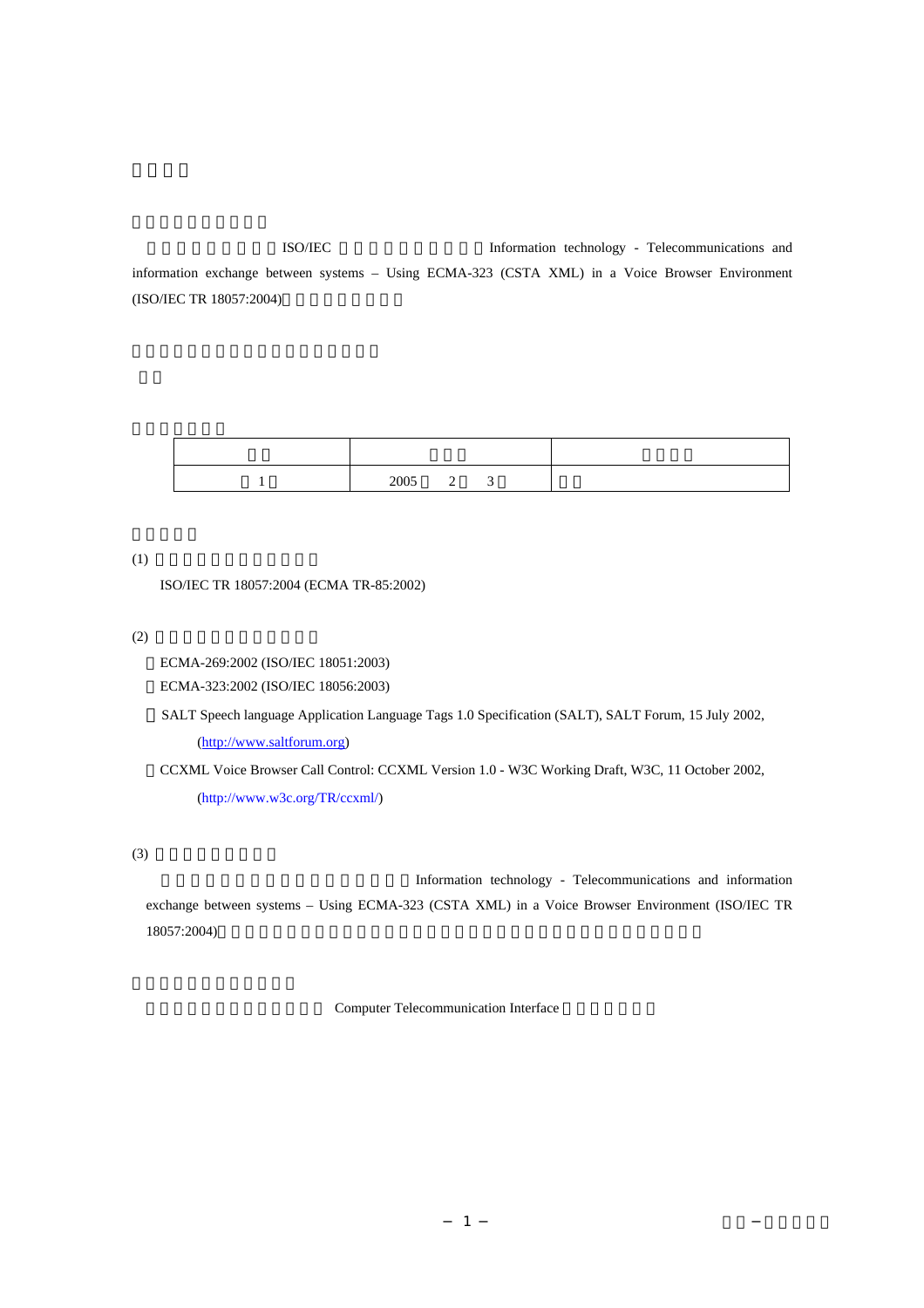ISO/IEC Information technology - Telecommunications and information exchange between systems – Using ECMA-323 (CSTA XML) in a Voice Browser Environment (ISO/IEC TR 18057:2004)

|  |  |  |
| --- | --- | --- |
| 1 | 2005 2 3 |  |

(1)

ISO/IEC TR 18057:2004 (ECMA TR-85:2002)

(2)

ECMA-269:2002 (ISO/IEC 18051:2003)

ECMA-323:2002 (ISO/IEC 18056:2003)

SALT Speech language Application Language Tags 1.0 Specification (SALT), SALT Forum, 15 July 2002, (http://www.saltforum.org)

CCXML Voice Browser Call Control: CCXML Version 1.0 - W3C Working Draft, W3C, 11 October 2002, (http://www.w3c.org/TR/ccxml/)

(3)

Information technology - Telecommunications and information exchange between systems – Using ECMA-323 (CSTA XML) in a Voice Browser Environment (ISO/IEC TR 18057:2004)

Computer Telecommunication Interface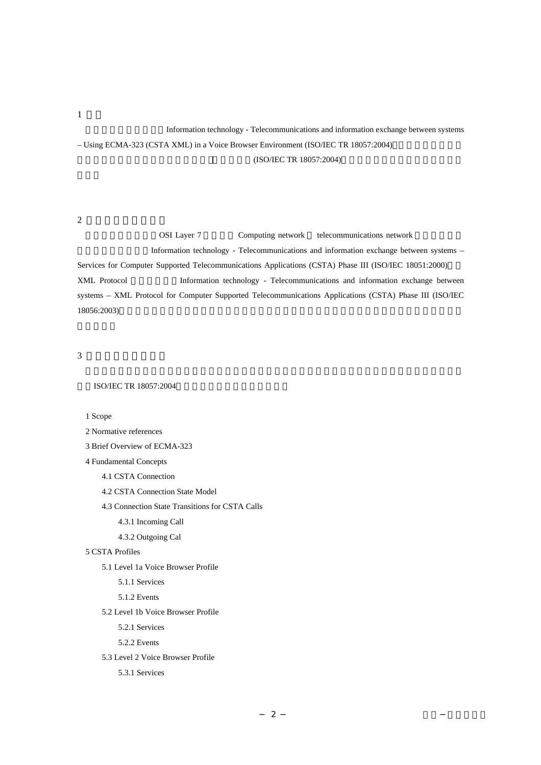1

Information technology - Telecommunications and information exchange between systems – Using ECMA-323 (CSTA XML) in a Voice Browser Environment (ISO/IEC TR 18057:2004)

(ISO/IEC TR 18057:2004)

2

OSI Layer 7 Computing network telecommunications network

Information technology - Telecommunications and information exchange between systems – Services for Computer Supported Telecommunications Applications (CSTA) Phase III (ISO/IEC 18051:2000) XML Protocol Information technology - Telecommunications and information exchange between systems – XML Protocol for Computer Supported Telecommunications Applications (CSTA) Phase III (ISO/IEC 18056:2003)

3

ISO/IEC TR 18057:2004

1 Scope

2 Normative references

3 Brief Overview of ECMA-323

4 Fundamental Concepts

- 4.1 CSTA Connection
- 4.2 CSTA Connection State Model
- 4.3 Connection State Transitions for CSTA Calls
  - 4.3.1 Incoming Call
  - 4.3.2 Outgoing Cal

5 CSTA Profiles

- 5.1 Level 1a Voice Browser Profile
  - 5.1.1 Services
  - 5.1.2 Events
- 5.2 Level 1b Voice Browser Profile
  - 5.2.1 Services
  - 5.2.2 Events
- 5.3 Level 2 Voice Browser Profile
  - 5.3.1 Services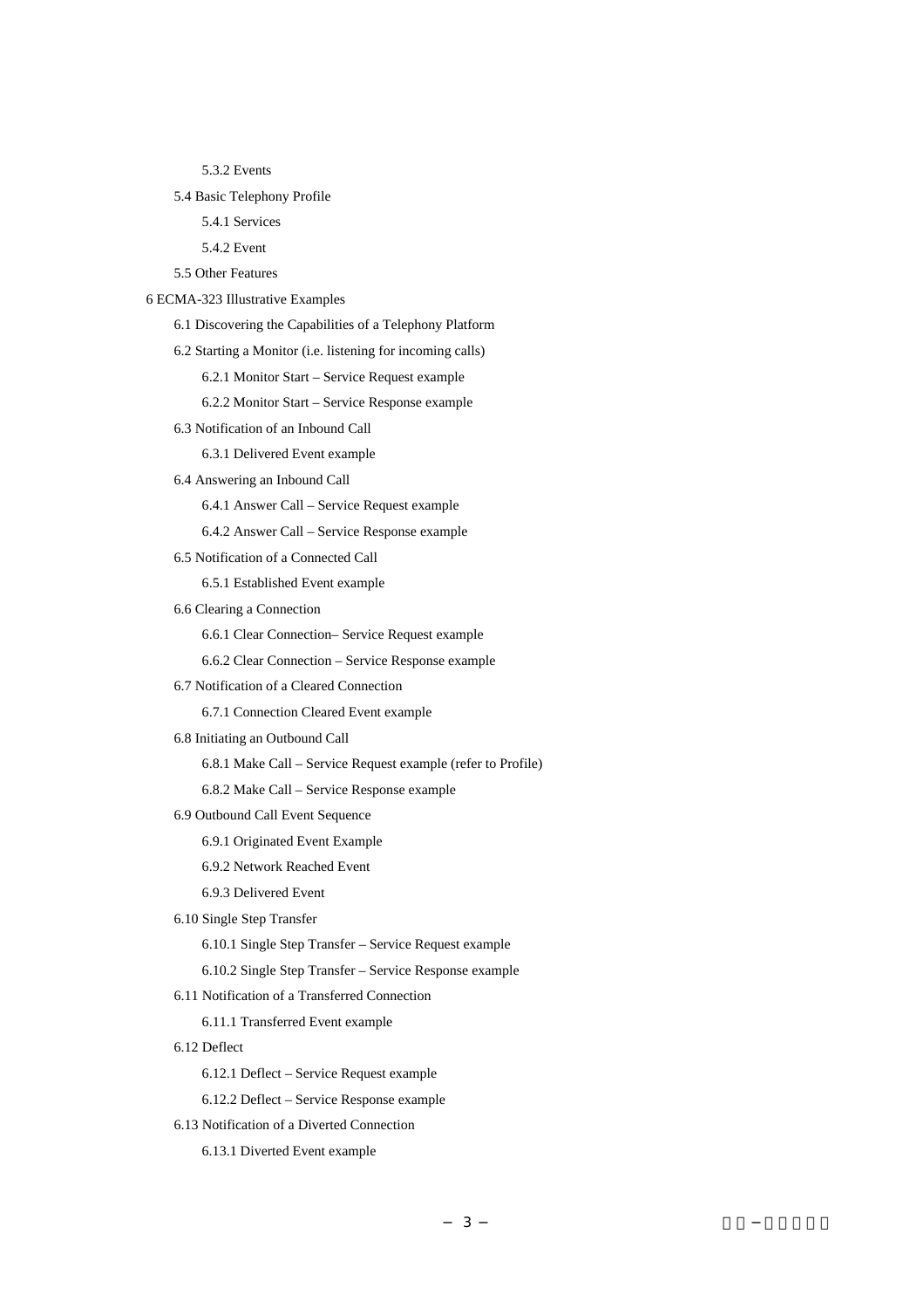- 5.3.2 Events
- 5.4 Basic Telephony Profile
  - 5.4.1 Services
  - 5.4.2 Event
- 5.5 Other Features

6 ECMA-323 Illustrative Examples

- 6.1 Discovering the Capabilities of a Telephony Platform
- 6.2 Starting a Monitor (i.e. listening for incoming calls)
  - 6.2.1 Monitor Start – Service Request example
  - 6.2.2 Monitor Start – Service Response example
- 6.3 Notification of an Inbound Call
  - 6.3.1 Delivered Event example
- 6.4 Answering an Inbound Call
  - 6.4.1 Answer Call – Service Request example
  - 6.4.2 Answer Call – Service Response example
- 6.5 Notification of a Connected Call
  - 6.5.1 Established Event example
- 6.6 Clearing a Connection
  - 6.6.1 Clear Connection– Service Request example
  - 6.6.2 Clear Connection – Service Response example
- 6.7 Notification of a Cleared Connection
  - 6.7.1 Connection Cleared Event example
- 6.8 Initiating an Outbound Call
  - 6.8.1 Make Call – Service Request example (refer to Profile)
  - 6.8.2 Make Call – Service Response example
- 6.9 Outbound Call Event Sequence
  - 6.9.1 Originated Event Example
  - 6.9.2 Network Reached Event
  - 6.9.3 Delivered Event
- 6.10 Single Step Transfer
  - 6.10.1 Single Step Transfer – Service Request example
  - 6.10.2 Single Step Transfer – Service Response example
- 6.11 Notification of a Transferred Connection
  - 6.11.1 Transferred Event example
- 6.12 Deflect
  - 6.12.1 Deflect – Service Request example
  - 6.12.2 Deflect – Service Response example
- 6.13 Notification of a Diverted Connection
  - 6.13.1 Diverted Event example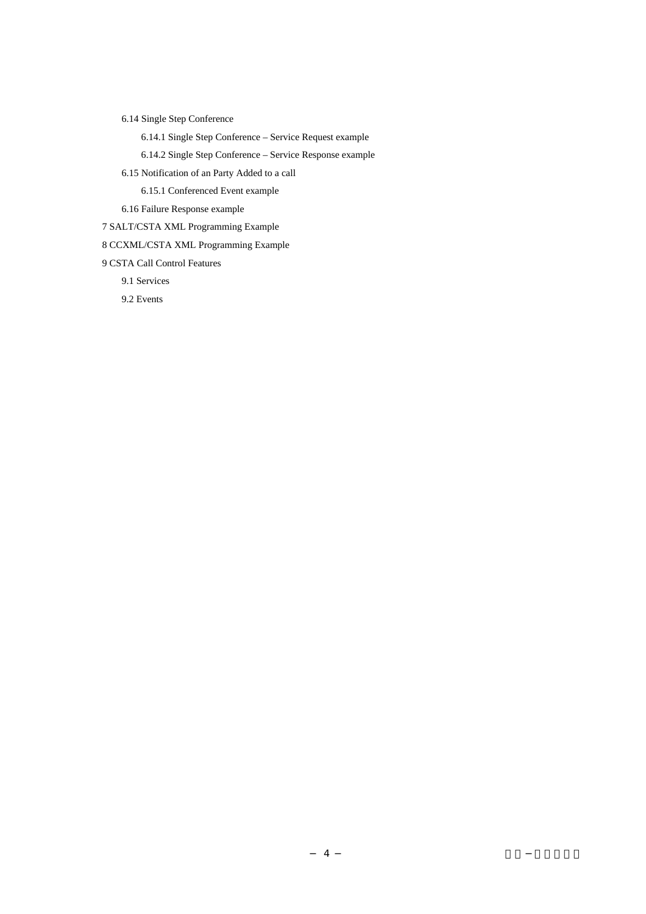- 6.14 Single Step Conference
  - 6.14.1 Single Step Conference – Service Request example
  - 6.14.2 Single Step Conference – Service Response example
- 6.15 Notification of an Party Added to a call
  - 6.15.1 Conferenced Event example
- 6.16 Failure Response example

7 SALT/CSTA XML Programming Example

8 CCXML/CSTA XML Programming Example

9 CSTA Call Control Features

- 9.1 Services
- 9.2 Events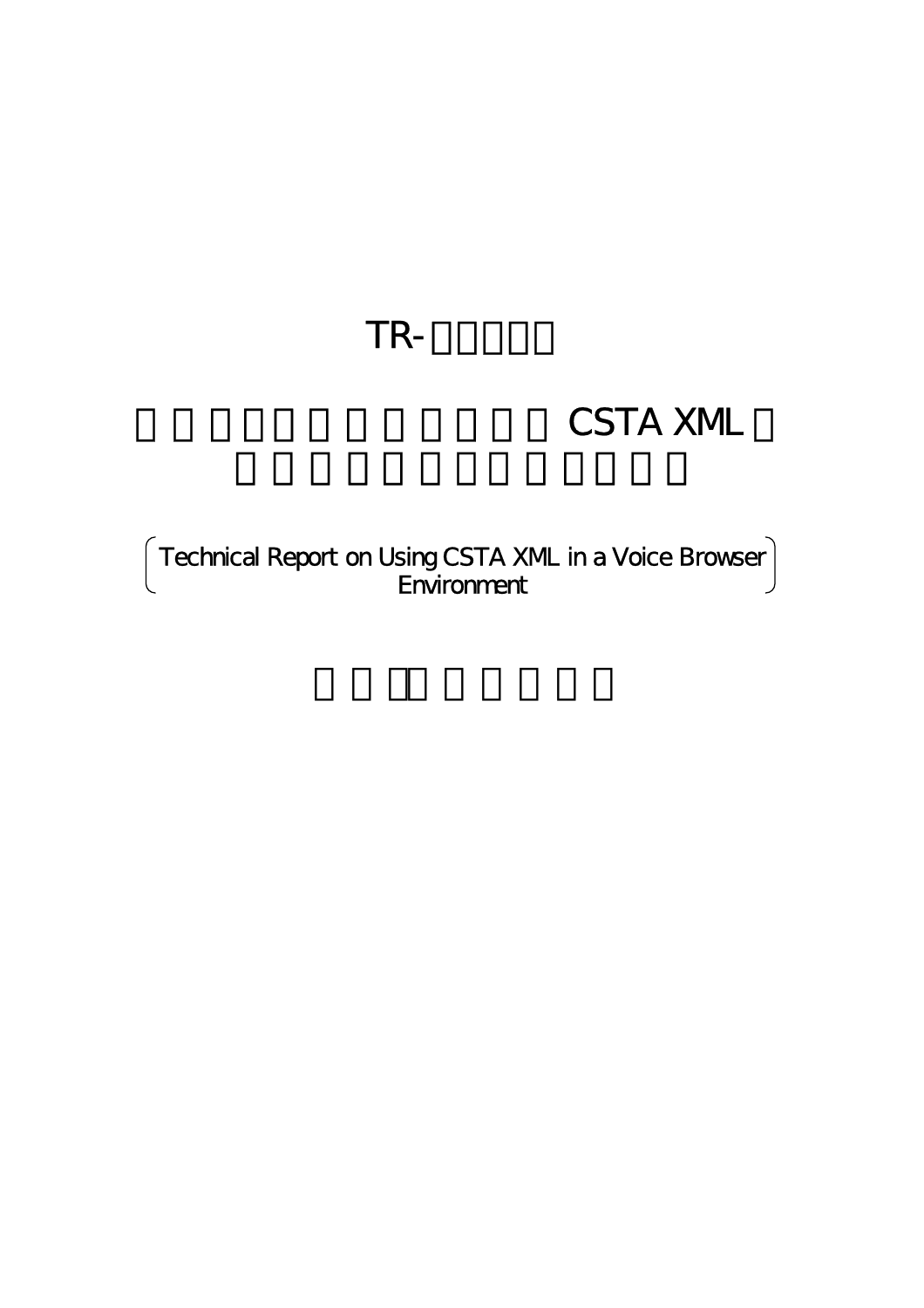# TR-

CSTA XML

(Technical Report on Using CSTA XML in a Voice Browser Environment)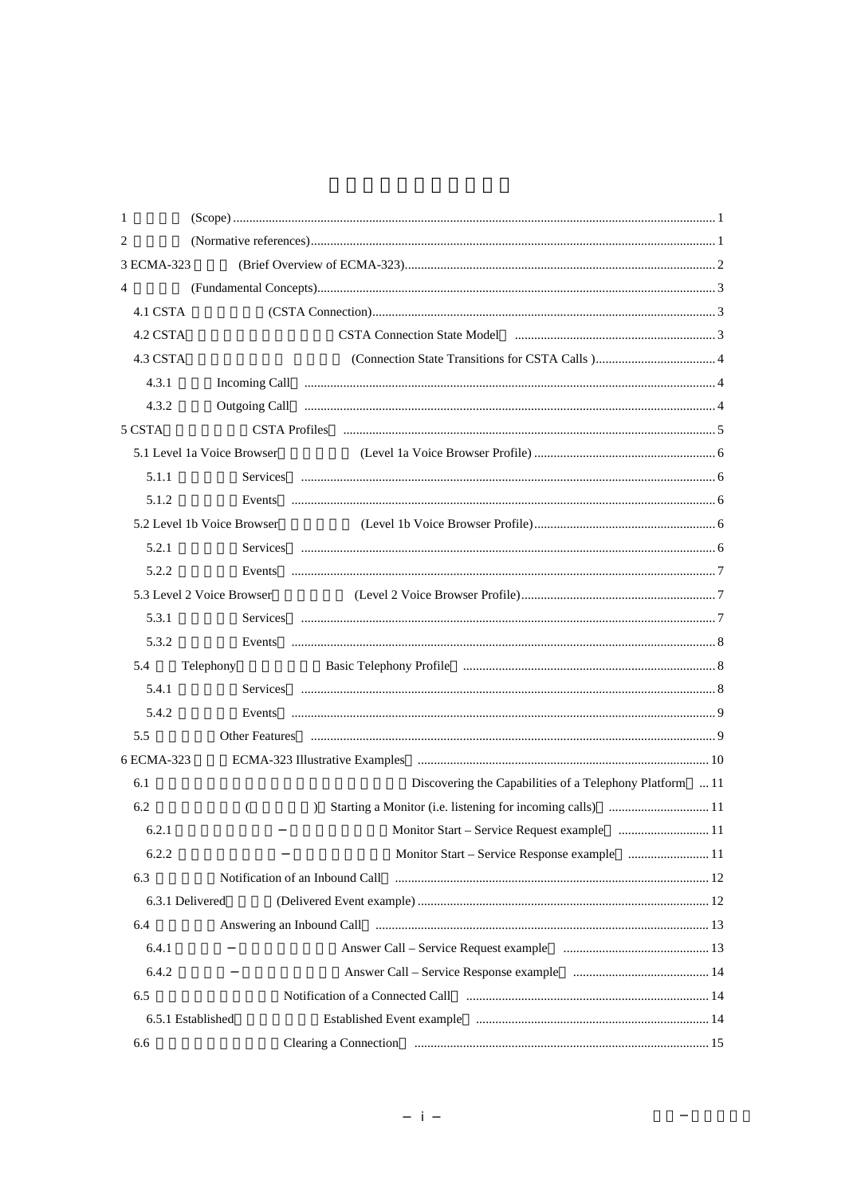# 

1 (Scope) 1

2 (Normative references) 1

3 ECMA-323 (Brief Overview of ECMA-323) 2

4 (Fundamental Concepts) 3

4.1 CSTA (CSTA Connection) 3

4.2 CSTA CSTA Connection State Model 3

4.3 CSTA (Connection State Transitions for CSTA Calls ) 4

4.3.1 Incoming Call 4

4.3.2 Outgoing Call 4

5 CSTA CSTA Profiles 5

5.1 Level 1a Voice Browser (Level 1a Voice Browser Profile) 6

5.1.1 Services 6

5.1.2 Events 6

5.2 Level 1b Voice Browser (Level 1b Voice Browser Profile) 6

5.2.1 Services 6

5.2.2 Events 7

5.3 Level 2 Voice Browser (Level 2 Voice Browser Profile) 7

5.3.1 Services 7

5.3.2 Events 8

5.4 Telephony Basic Telephony Profile 8

5.4.1 Services 8

5.4.2 Events 9

5.5 Other Features 9

6 ECMA-323 ECMA-323 Illustrative Examples 10

6.1 Discovering the Capabilities of a Telephony Platform 11

6.2 ( ) Starting a Monitor (i.e. listening for incoming calls) 11

6.2.1 − Monitor Start – Service Request example 11

6.2.2 − Monitor Start – Service Response example 11

6.3 Notification of an Inbound Call 12

6.3.1 Delivered (Delivered Event example) 12

6.4 Answering an Inbound Call 13

6.4.1 − Answer Call – Service Request example 13

6.4.2 − Answer Call – Service Response example 14

6.5 Notification of a Connected Call 14

6.5.1 Established Established Event example 14

6.6 Clearing a Connection 15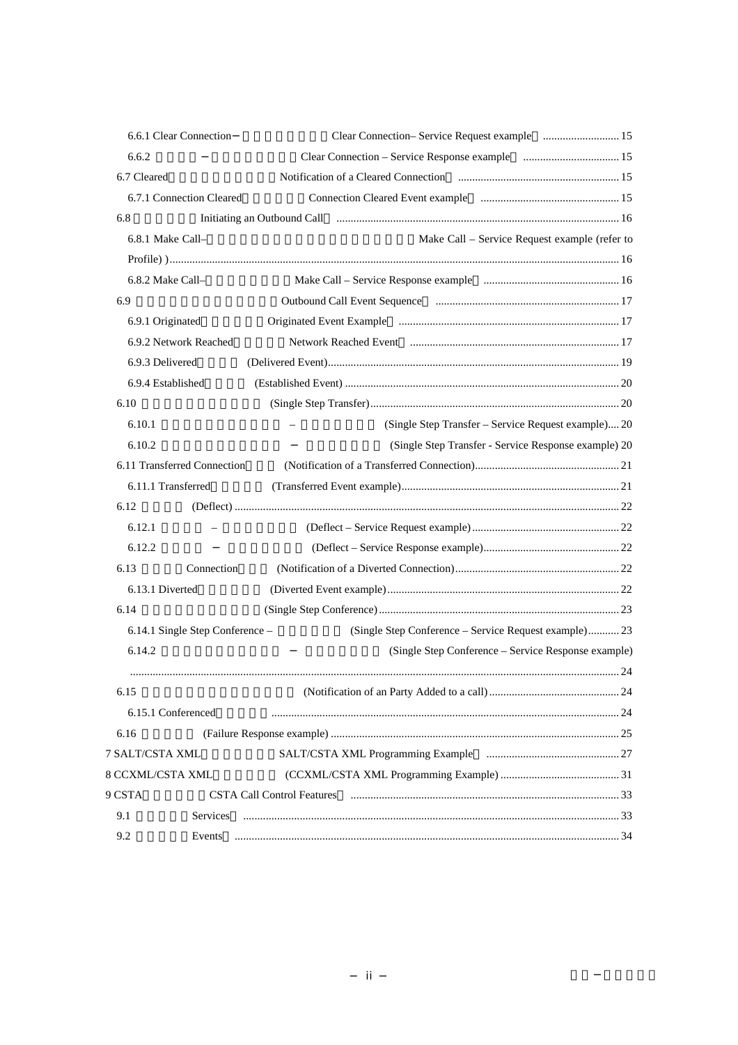6.6.1 Clear Connection－ Clear Connection– Service Request example ........................... 15

6.6.2 － Clear Connection – Service Response example .................................. 15

6.7 Cleared Notification of a Cleared Connection ......................................................... 15

6.7.1 Connection Cleared Connection Cleared Event example ................................................ 15

6.8 Initiating an Outbound Call .................................................................................................... 16

6.8.1 Make Call– Make Call – Service Request example (refer to Profile) ) ........................................................................................................................................................ 16

6.8.2 Make Call– Make Call – Service Response example ................................................ 16

6.9 Outbound Call Event Sequence ................................................................. 17

6.9.1 Originated Originated Event Example .............................................................................. 17

6.9.2 Network Reached Network Reached Event ........................................................................... 17

6.9.3 Delivered (Delivered Event)....................................................................................................... 19

6.9.4 Established (Established Event) ................................................................................................ 20

6.10 (Single Step Transfer)....................................................................................... 20

6.10.1 – (Single Step Transfer – Service Request example).... 20

6.10.2 － (Single Step Transfer - Service Response example) 20

6.11 Transferred Connection (Notification of a Transferred Connection).................................................. 21

6.11.1 Transferred (Transferred Event example)............................................................................ 21

6.12 (Deflect) ...................................................................................................................................... 22

6.12.1 – (Deflect – Service Request example)................................................... 22

6.12.2 － (Deflect – Service Response example)................................................ 22

6.13 Connection (Notification of a Diverted Connection)........................................................ 22

6.13.1 Diverted (Diverted Event example)................................................................................. 22

6.14 (Single Step Conference).................................................................................... 23

6.14.1 Single Step Conference – (Single Step Conference – Service Request example)........... 23

6.14.2 － (Single Step Conference – Service Response example) ........................................................................................................................................................ 24

6.15 (Notification of an Party Added to a call)............................................. 24

6.15.1 Conferenced ........................................................................................................................ 24

6.16 (Failure Response example) ..................................................................................................... 25

7 SALT/CSTA XML SALT/CSTA XML Programming Example ............................................... 27

8 CCXML/CSTA XML (CCXML/CSTA XML Programming Example) .......................................... 31

9 CSTA CSTA Call Control Features ............................................................................................... 33

9.1 Services ................................................................................................................................... 33

9.2 Events ...................................................................................................................................... 34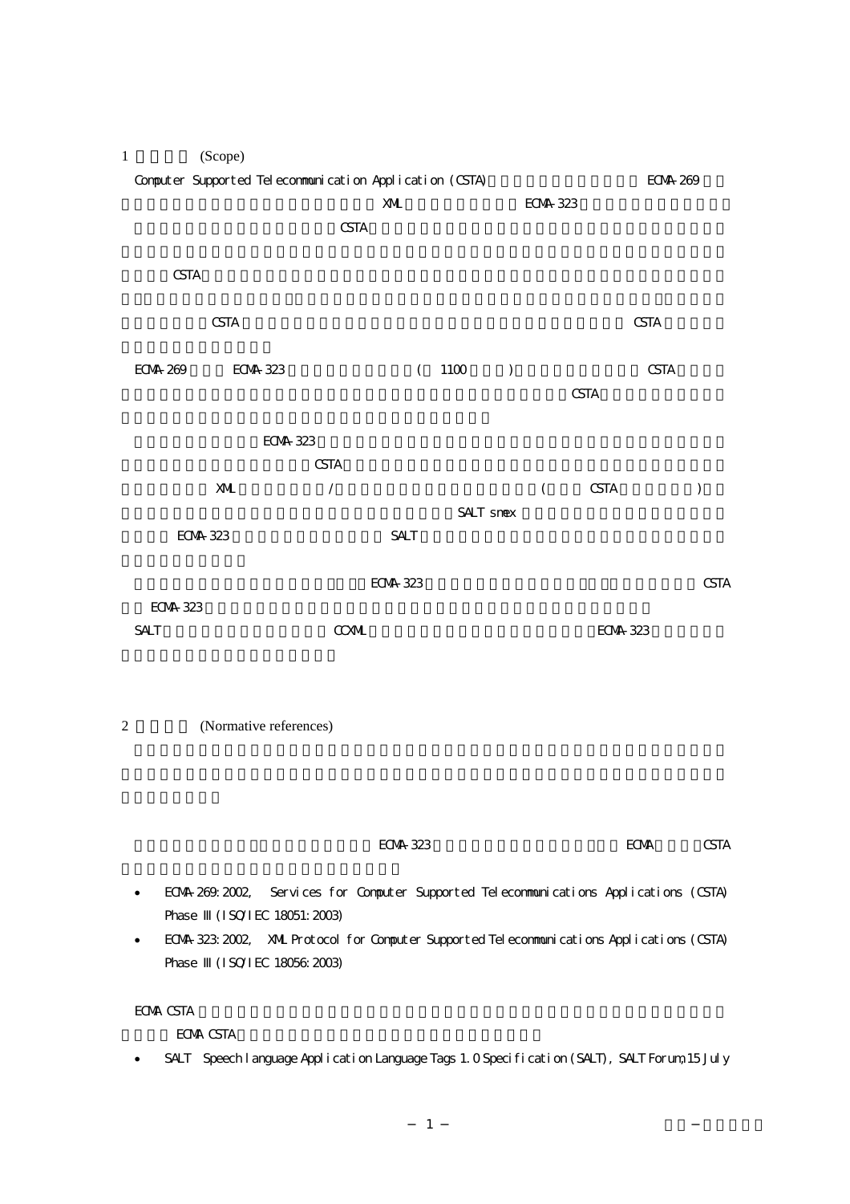1 (Scope)

Computer Supported Telecommunication Application (CSTA) ECMA-269 XML ECMA-323

CSTA

CSTA

CSTA CSTA

ECMA-269 ECMA-323 ( 1100 ) CSTA

CSTA

ECMA-323

CSTA

XML / ( CSTA )

SALT smex

ECMA-323 SALT

ECMA-323 CSTA

ECMA-323

SALT CCXML ECMA-323

2 (Normative references)

ECMA-323 ECMA CSTA

- ECMA-269:2002, Services for Computer Supported Telecommunications Applications (CSTA) Phase III (ISO/IEC 18051:2003)
- ECMA-323:2002, XML Protocol for Computer Supported Telecommunications Applications (CSTA) Phase III (ISO/IEC 18056:2003)

ECMA CSTA

ECMA CSTA

- SALT Speech language Application Language Tags 1.0 Specification (SALT), SALT Forum, 15 July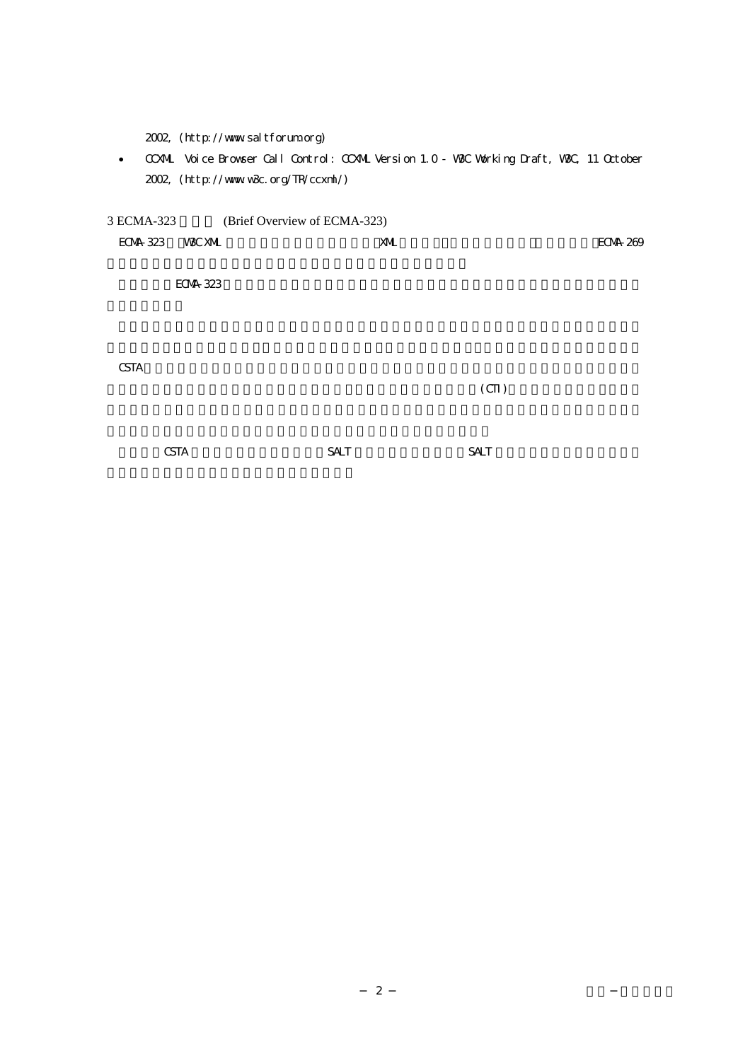2002, (http://www.saltforum.org)

- CCXML Voice Browser Call Control: CCXML Version 1.0 - W3C Working Draft, W3C, 11 October 2002, (http://www.w3c.org/TR/ccxml/)

## 3 ECMA-323 (Brief Overview of ECMA-323)

ECMA-323 W3C XML XML ECMA-269

ECMA-323

CSTA (CTI)

CSTA SALT SALT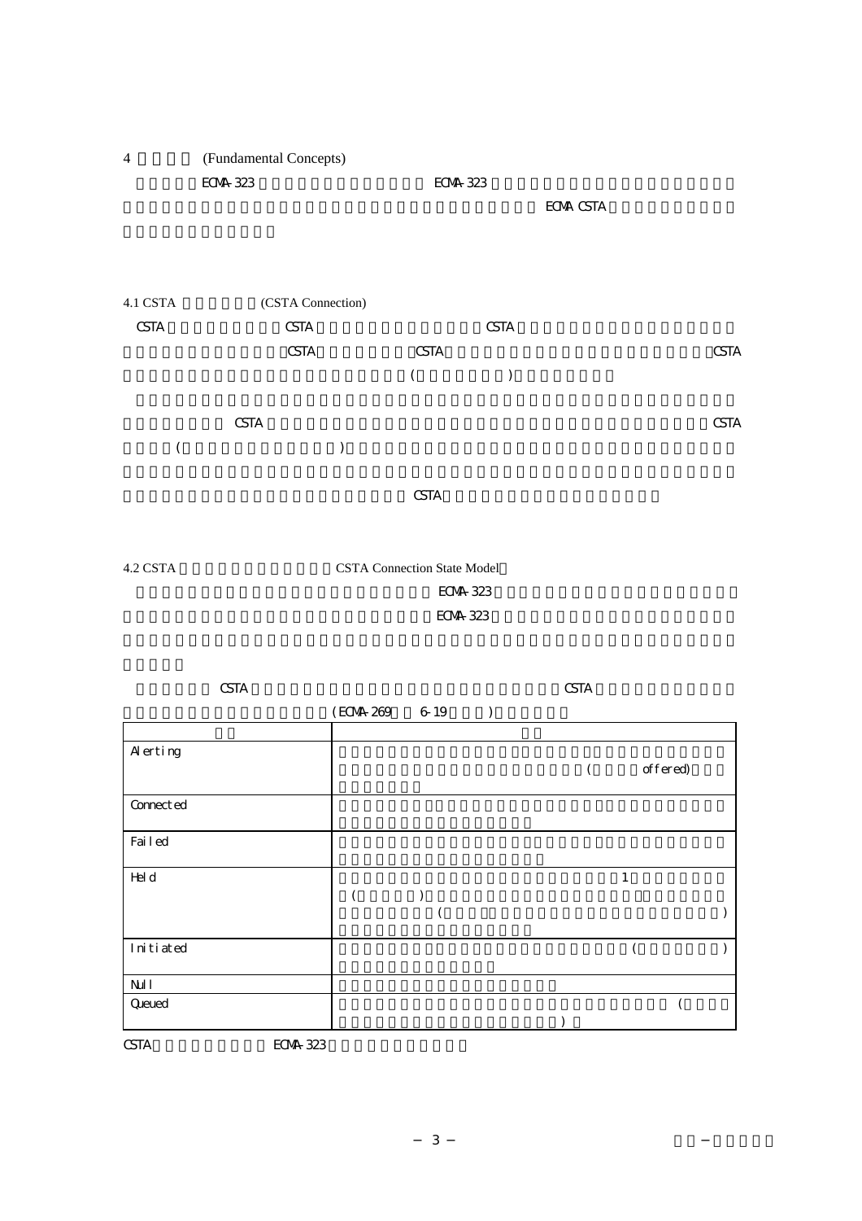# 4 (Fundamental Concepts)

ECMA-323 ECMA-323

ECMA CSTA

## 4.1 CSTA (CSTA Connection)

CSTA CSTA CSTA

CSTA CSTA CSTA

( )

CSTA CSTA

( )

CSTA

## 4.2 CSTA CSTA Connection State Model

ECMA-323

ECMA-323

CSTA CSTA

(ECMA-269 6-19 )

| | |
|---|---|
| Alerting | ( offered) |
| Connected | |
| Failed | |
| Held | 1 ( ) ( ) |
| Initiated | ( ) |
| Null | |
| Queued | ( ) |

CSTA ECMA-323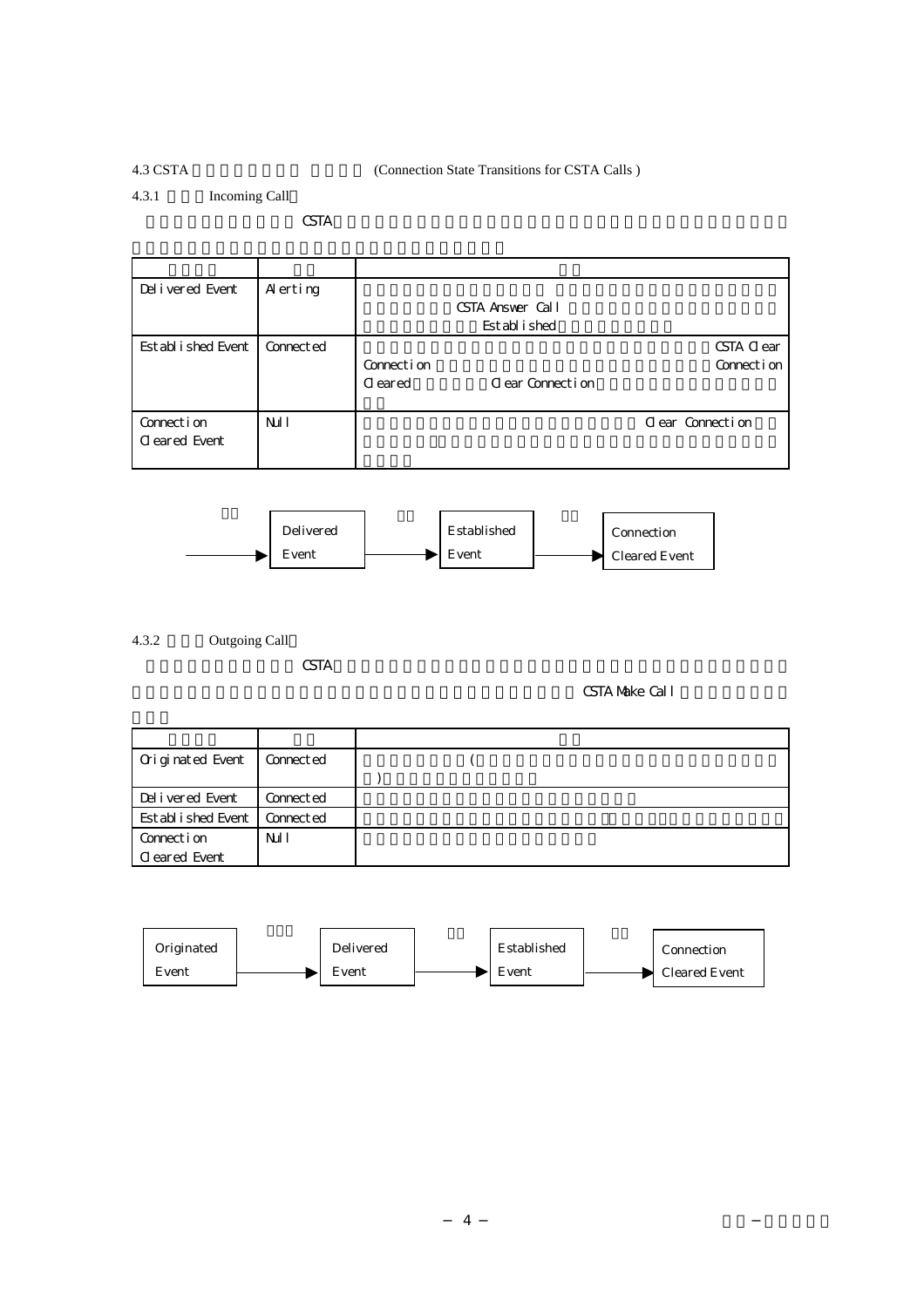4.3 CSTA (Connection State Transitions for CSTA Calls )

4.3.1 Incoming Call

CSTA

| | | |
|---|---|---|
| Delivered Event | Alerting | CSTA Answer Call Established |
| Established Event | Connected | CSTA Clear Connection Connection Cleared Clear Connection |
| Connection Cleared Event | Null | Clear Connection |

Delivered Event → Established Event → Connection Cleared Event

4.3.2 Outgoing Call

CSTA

CSTA Make Call

| | | |
|---|---|---|
| Originated Event | Connected | ( ) |
| Delivered Event | Connected | |
| Established Event | Connected | |
| Connection Cleared Event | Null | |

Originated Event → Delivered Event → Established Event → Connection Cleared Event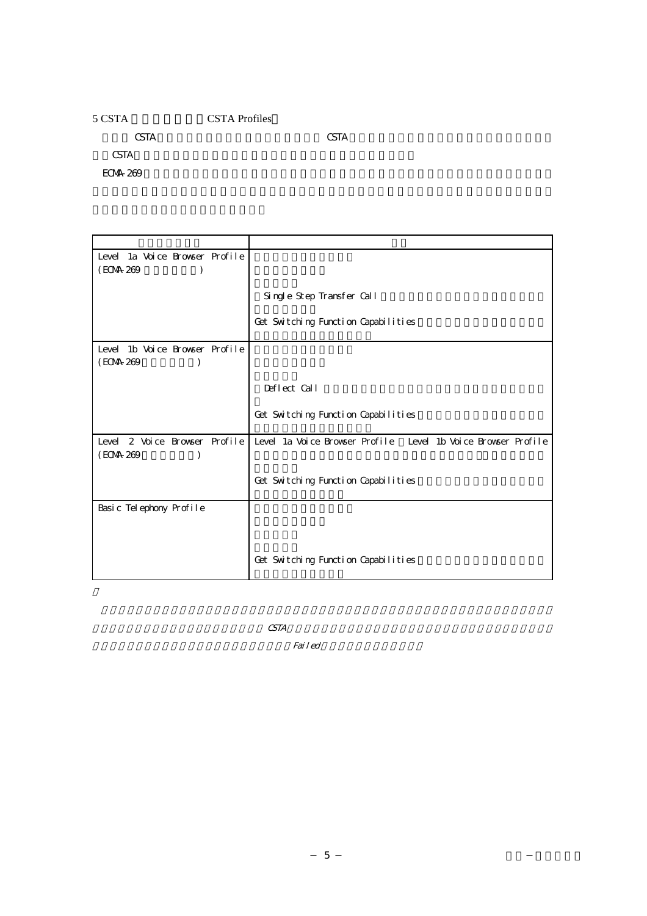5 CSTA CSTA Profiles）

CSTA CSTA

CSTA

ECMA-269

| | |
|---|---|
| Level 1a Voice Browser Profile (ECMA-269 ) | Single Step Transfer Call<br>Get Switching Function Capabilities |
| Level 1b Voice Browser Profile (ECMA-269 ) | Deflect Call<br>Get Switching Function Capabilities |
| Level 2 Voice Browser Profile (ECMA-269 ) | Level 1a Voice Browser Profile Level 1b Voice Browser Profile<br>Get Switching Function Capabilities |
| Basic Telephony Profile | Get Switching Function Capabilities |

*CSTA*

*Failed*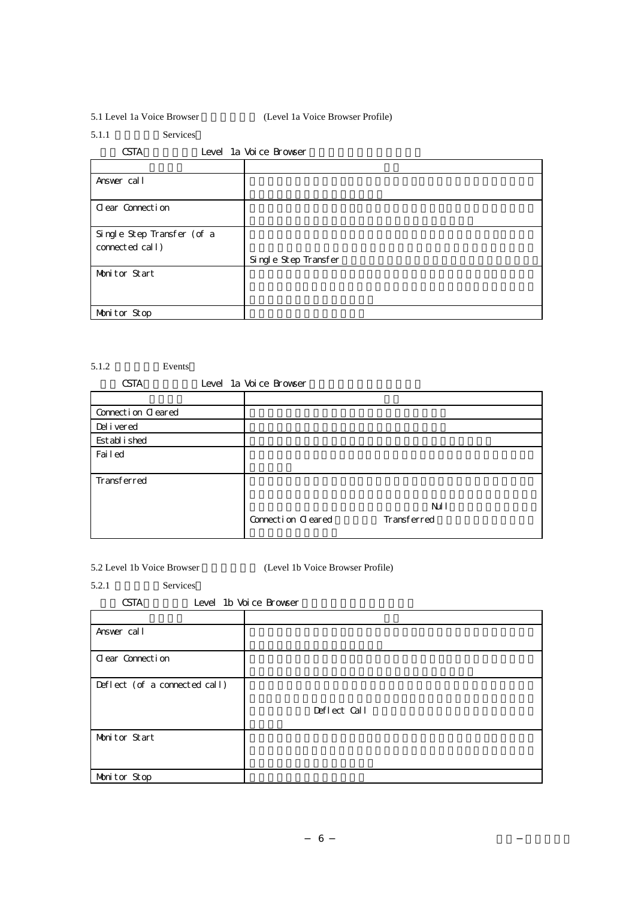5.1 Level 1a Voice Browser (Level 1a Voice Browser Profile)

5.1.1 Services

CSTA Level 1a Voice Browser

| | |
|---|---|
| Answer call | |
| Clear Connection | |
| Single Step Transfer (of a connected call) | Single Step Transfer |
| Monitor Start | |
| Monitor Stop | |

5.1.2 Events

CSTA Level 1a Voice Browser

| | |
|---|---|
| Connection Cleared | |
| Delivered | |
| Established | |
| Failed | |
| Transferred | Null Connection Cleared Transferred |

5.2 Level 1b Voice Browser (Level 1b Voice Browser Profile)

5.2.1 Services

CSTA Level 1b Voice Browser

| | |
|---|---|
| Answer call | |
| Clear Connection | |
| Deflect (of a connected call) | Deflect Call |
| Monitor Start | |
| Monitor Stop | |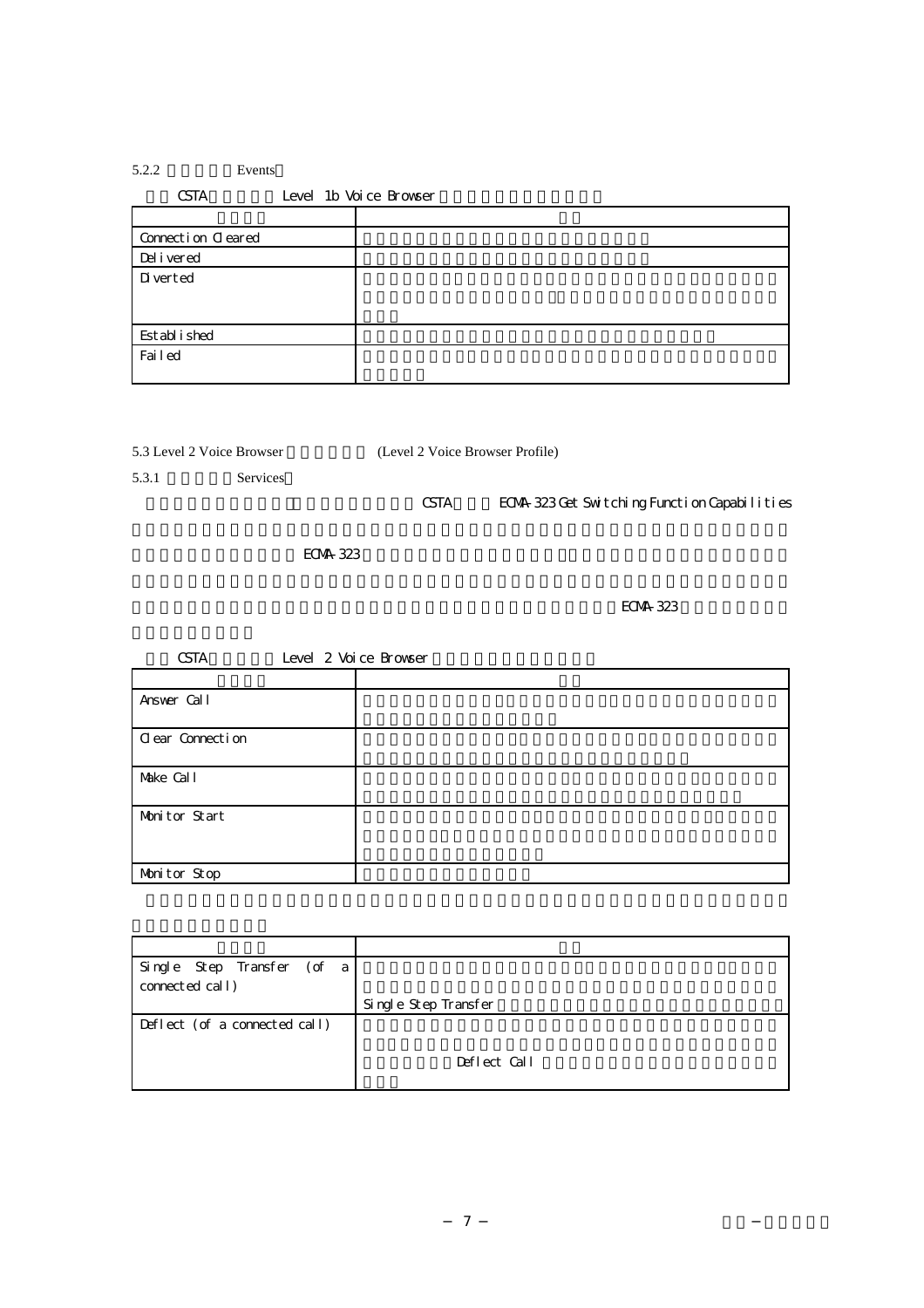5.2.2 Events

CSTA Level 1b Voice Browser

| | |
|---|---|
| Connection Cleared | |
| Delivered | |
| Diverted | |
| Established | |
| Failed | |

5.3 Level 2 Voice Browser (Level 2 Voice Browser Profile)

5.3.1 Services

CSTA ECMA-323 Get Switching Function Capabilities

ECMA-323

ECMA-323

CSTA Level 2 Voice Browser

| | |
|---|---|
| Answer Call | |
| Clear Connection | |
| Make Call | |
| Monitor Start | |
| Monitor Stop | |

| | |
|---|---|
| Single Step Transfer (of a connected call) | Single Step Transfer |
| Deflect (of a connected call) | Deflect Call |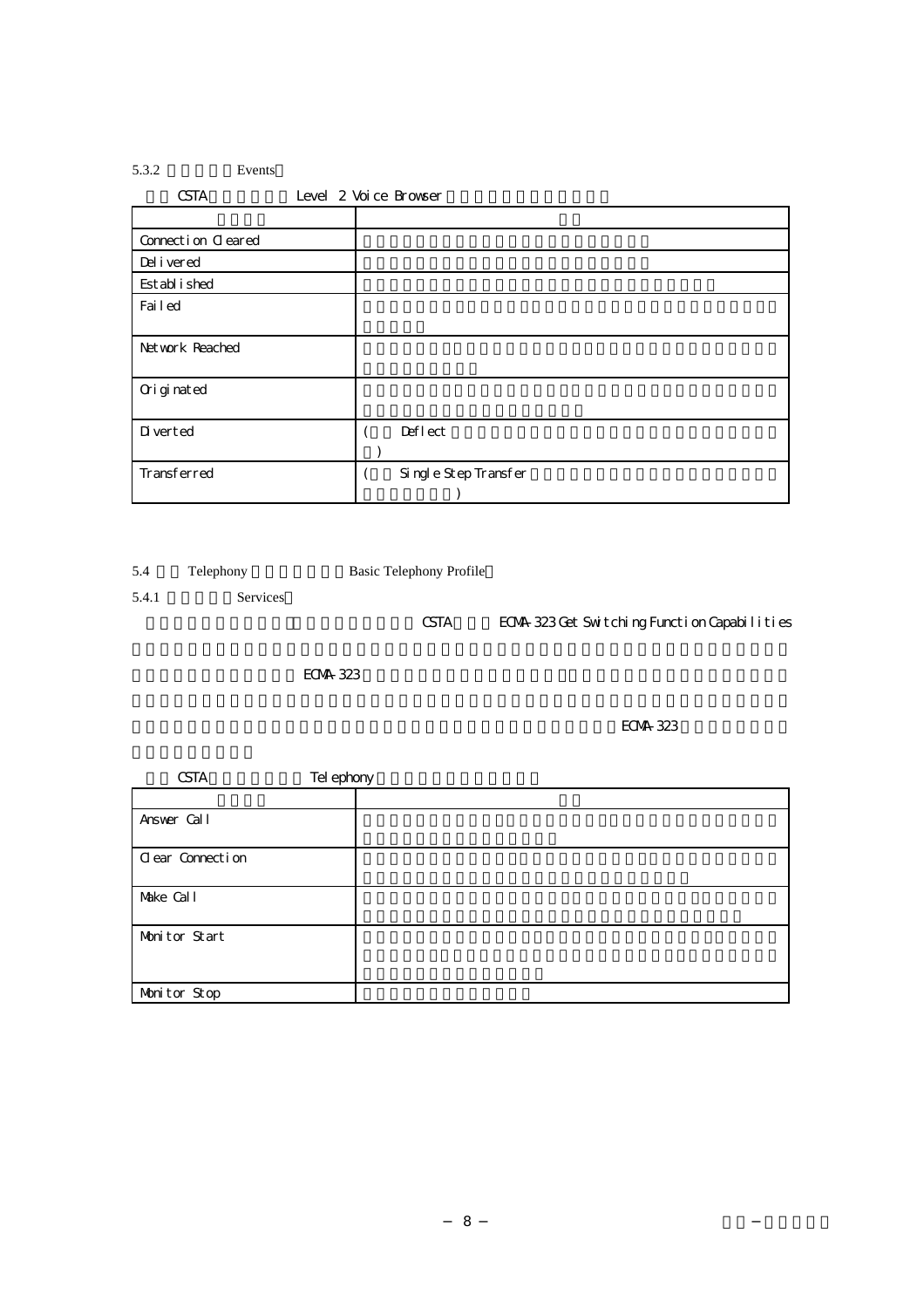5.3.2 Events

CSTA Level 2 Voice Browser

| | |
|---|---|
| Connection Cleared | |
| Delivered | |
| Established | |
| Failed | |
| Network Reached | |
| Originated | |
| Diverted | ( Deflect ) |
| Transferred | ( Single Step Transfer ) |

5.4 Telephony Basic Telephony Profile

5.4.1 Services

CSTA ECMA-323 Get Switching Function Capabilities

ECMA-323

ECMA-323

CSTA Telephony

| | |
|---|---|
| Answer Call | |
| Clear Connection | |
| Make Call | |
| Monitor Start | |
| Monitor Stop | |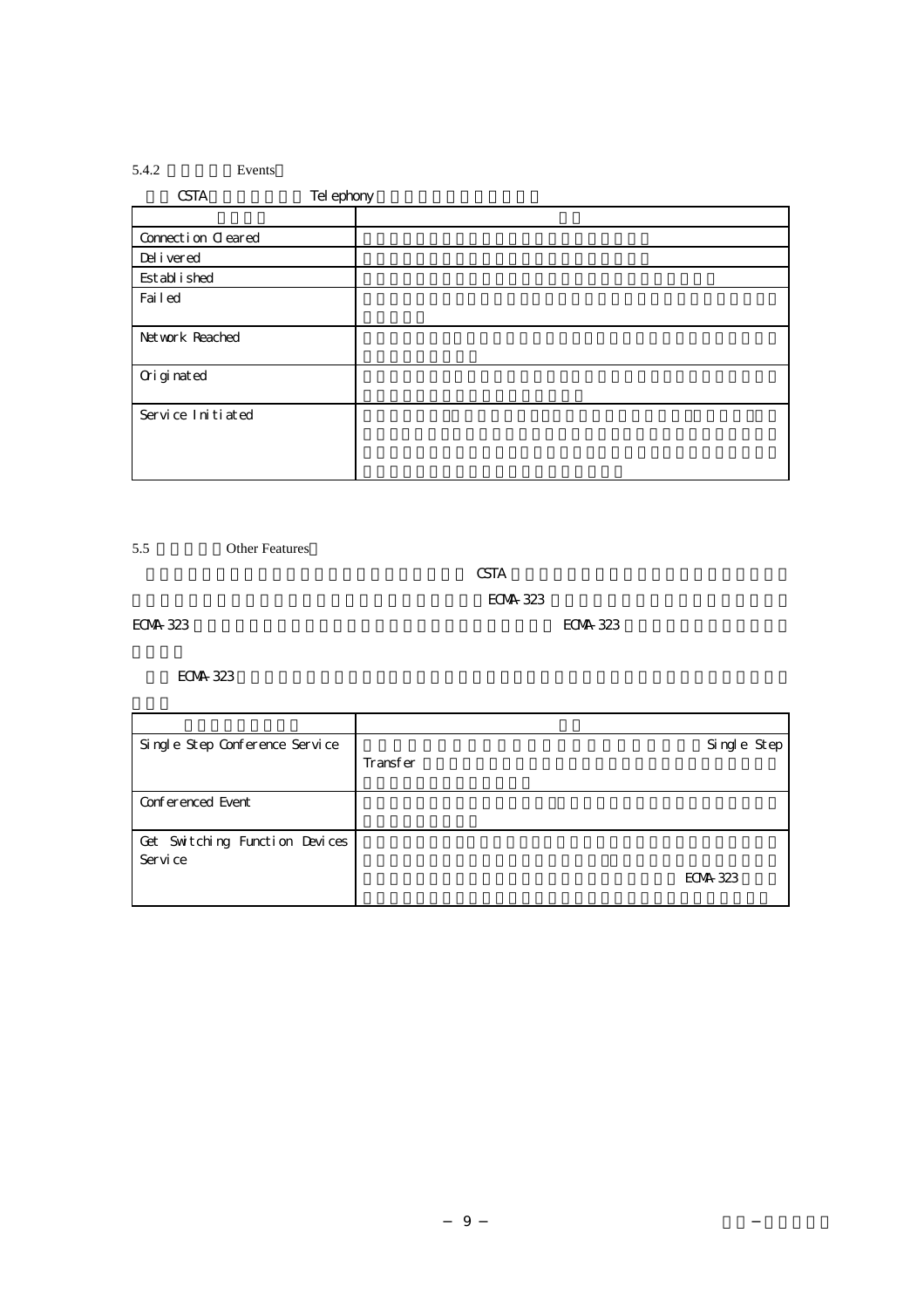### 5.4.2 Events

CSTA Telephony

| | |
|---|---|
| Connection Cleared | |
| Delivered | |
| Established | |
| Failed | |
| Network Reached | |
| Originated | |
| Service Initiated | |

## 5.5 Other Features

CSTA

ECMA-323

ECMA-323 ECMA-323

ECMA-323

| | |
|---|---|
| Single Step Conference Service | Single Step Transfer |
| Conferenced Event | |
| Get Switching Function Devices Service | ECMA-323 |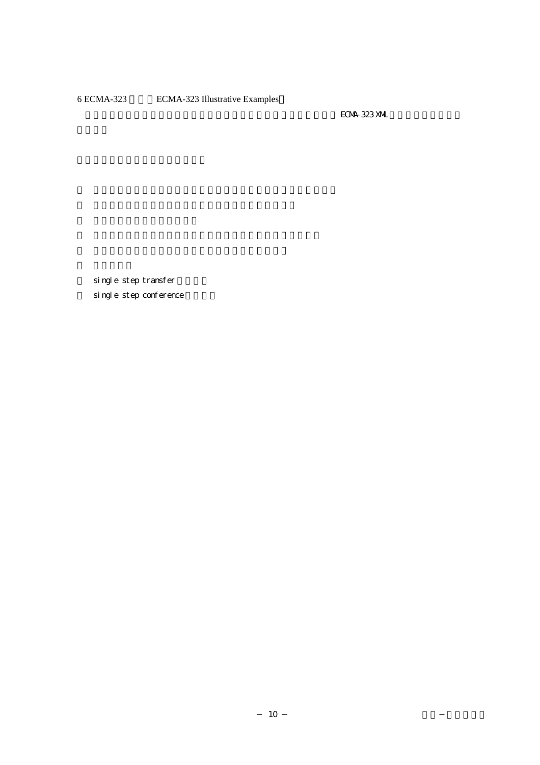6 ECMA-323　　　ECMA-323 Illustrative Examples

ECMA-323 XML

single step transfer

single step conference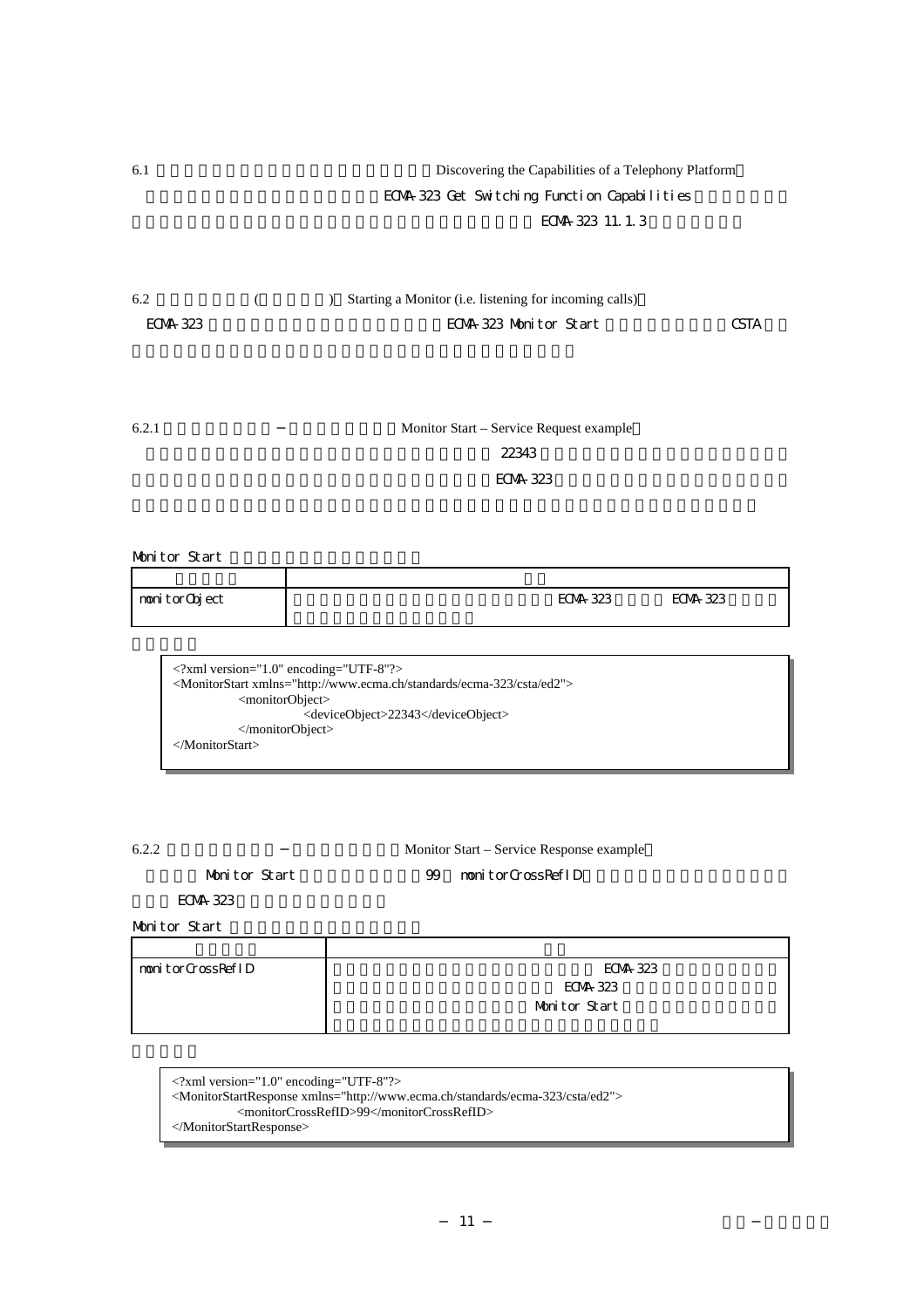6.1 Discovering the Capabilities of a Telephony Platform

ECMA-323 Get Switching Function Capabilities

ECMA-323 11.1.3

6.2 ( ) Starting a Monitor (i.e. listening for incoming calls)

ECMA-323 ECMA-323 Monitor Start CSTA

6.2.1 Monitor Start – Service Request example

22343

ECMA-323

Monitor Start

| | |
|---|---|
| monitorObject | ECMA-323 ECMA-323 |

```
<?xml version="1.0" encoding="UTF-8"?>
<MonitorStart xmlns="http://www.ecma.ch/standards/ecma-323/csta/ed2">
        <monitorObject>
                <deviceObject>22343</deviceObject>
        </monitorObject>
</MonitorStart>
```

6.2.2 Monitor Start – Service Response example

Monitor Start 99 monitorCrossRefID

ECMA-323

Monitor Start

| | |
|---|---|
| monitorCrossRefID | ECMA-323 ECMA-323 Monitor Start |

```
<?xml version="1.0" encoding="UTF-8"?>
<MonitorStartResponse xmlns="http://www.ecma.ch/standards/ecma-323/csta/ed2">
        <monitorCrossRefID>99</monitorCrossRefID>
</MonitorStartResponse>
```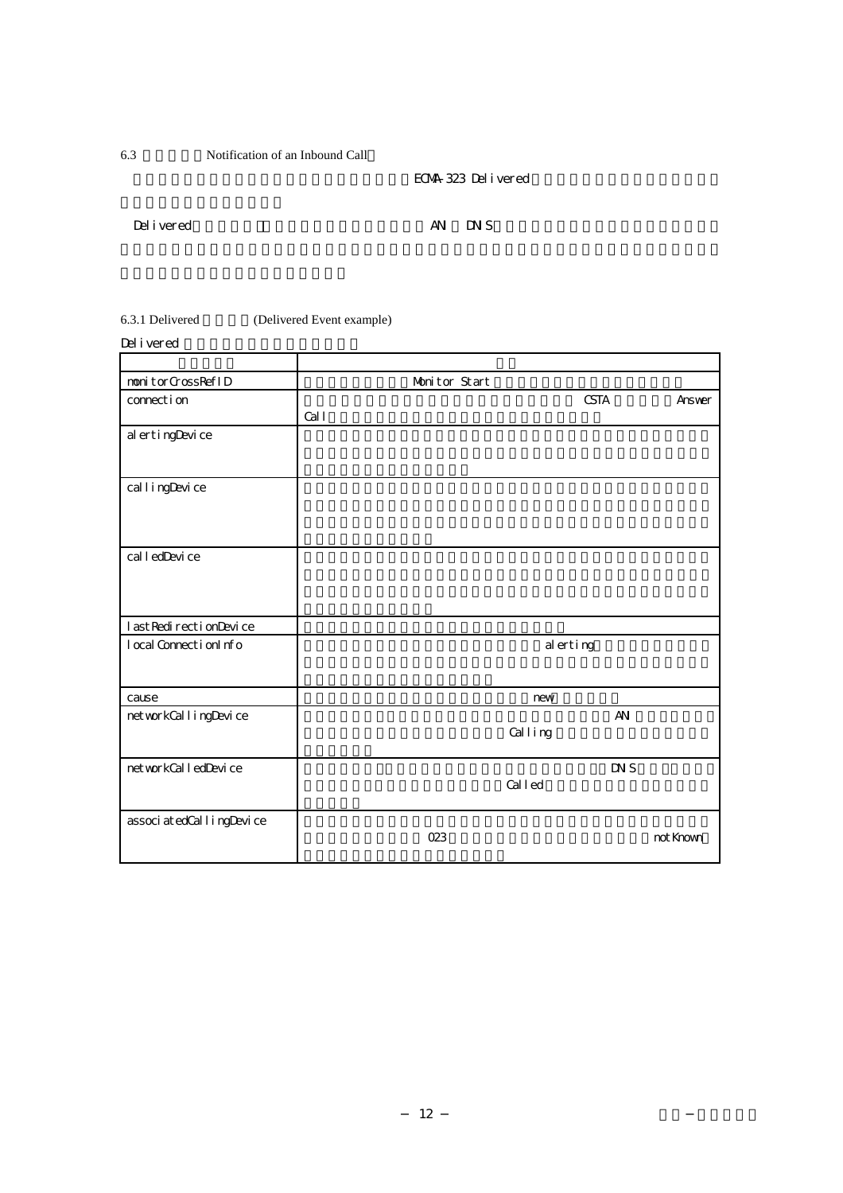6.3 Notification of an Inbound Call

ECMA-323 Delivered

Delivered AN DNIS

6.3.1 Delivered (Delivered Event example)

Delivered

| | |
|---|---|
| monitorCrossRefID | Monitor Start |
| connection | CSTA Answer Call |
| alertingDevice | |
| callingDevice | |
| calledDevice | |
| lastRedirectionDevice | |
| localConnectionInfo | alerting |
| cause | new |
| networkCallingDevice | AN Calling |
| networkCalledDevice | DNIS Called |
| associatedCallingDevice | 023 notKnown |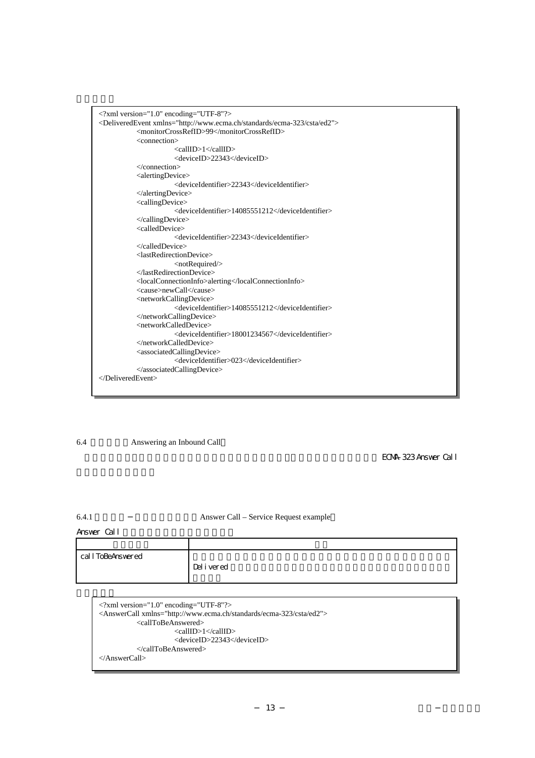```xml
<?xml version="1.0" encoding="UTF-8"?>
<DeliveredEvent xmlns="http://www.ecma.ch/standards/ecma-323/csta/ed2">
        <monitorCrossRefID>99</monitorCrossRefID>
        <connection>
                <callID>1</callID>
                <deviceID>22343</deviceID>
        </connection>
        <alertingDevice>
                <deviceIdentifier>22343</deviceIdentifier>
        </alertingDevice>
        <callingDevice>
                <deviceIdentifier>14085551212</deviceIdentifier>
        </callingDevice>
        <calledDevice>
                <deviceIdentifier>22343</deviceIdentifier>
        </calledDevice>
        <lastRedirectionDevice>
                <notRequired/>
        </lastRedirectionDevice>
        <localConnectionInfo>alerting</localConnectionInfo>
        <cause>newCall</cause>
        <networkCallingDevice>
                <deviceIdentifier>14085551212</deviceIdentifier>
        </networkCallingDevice>
        <networkCalledDevice>
                <deviceIdentifier>18001234567</deviceIdentifier>
        </networkCalledDevice>
        <associatedCallingDevice>
                <deviceIdentifier>023</deviceIdentifier>
        </associatedCallingDevice>
</DeliveredEvent>
```

## 6.4 Answering an Inbound Call

ECMA-323 Answer Call

### 6.4.1 Answer Call – Service Request example

Answer Call

| | |
|---|---|
| callToBeAnswered | Delivered |

```xml
<?xml version="1.0" encoding="UTF-8"?>
<AnswerCall xmlns="http://www.ecma.ch/standards/ecma-323/csta/ed2">
        <callToBeAnswered>
                <callID>1</callID>
                <deviceID>22343</deviceID>
        </callToBeAnswered>
</AnswerCall>
```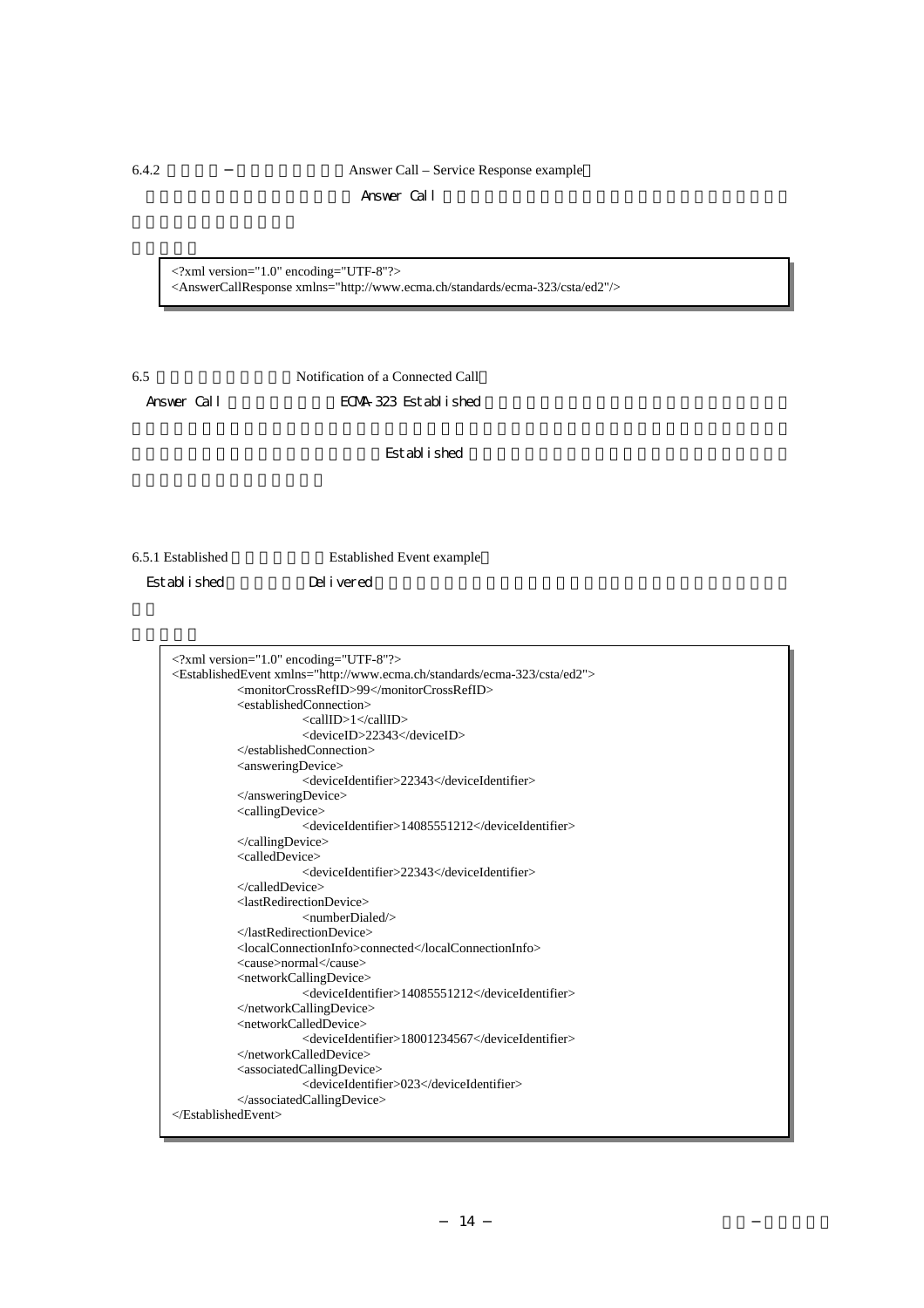6.4.2 － Answer Call – Service Response example

Answer Call

```xml
<?xml version="1.0" encoding="UTF-8"?>
<AnswerCallResponse xmlns="http://www.ecma.ch/standards/ecma-323/csta/ed2"/>
```

6.5 Notification of a Connected Call

Answer Call ECMA-323 Established

Established

6.5.1 Established Established Event example

Established Delivered

```xml
<?xml version="1.0" encoding="UTF-8"?>
<EstablishedEvent xmlns="http://www.ecma.ch/standards/ecma-323/csta/ed2">
		<monitorCrossRefID>99</monitorCrossRefID>
		<establishedConnection>
				<callID>1</callID>
				<deviceID>22343</deviceID>
		</establishedConnection>
		<answeringDevice>
				<deviceIdentifier>22343</deviceIdentifier>
		</answeringDevice>
		<callingDevice>
				<deviceIdentifier>14085551212</deviceIdentifier>
		</callingDevice>
		<calledDevice>
				<deviceIdentifier>22343</deviceIdentifier>
		</calledDevice>
		<lastRedirectionDevice>
				<numberDialed/>
		</lastRedirectionDevice>
		<localConnectionInfo>connected</localConnectionInfo>
		<cause>normal</cause>
		<networkCallingDevice>
				<deviceIdentifier>14085551212</deviceIdentifier>
		</networkCallingDevice>
		<networkCalledDevice>
				<deviceIdentifier>18001234567</deviceIdentifier>
		</networkCalledDevice>
		<associatedCallingDevice>
				<deviceIdentifier>023</deviceIdentifier>
		</associatedCallingDevice>
</EstablishedEvent>
```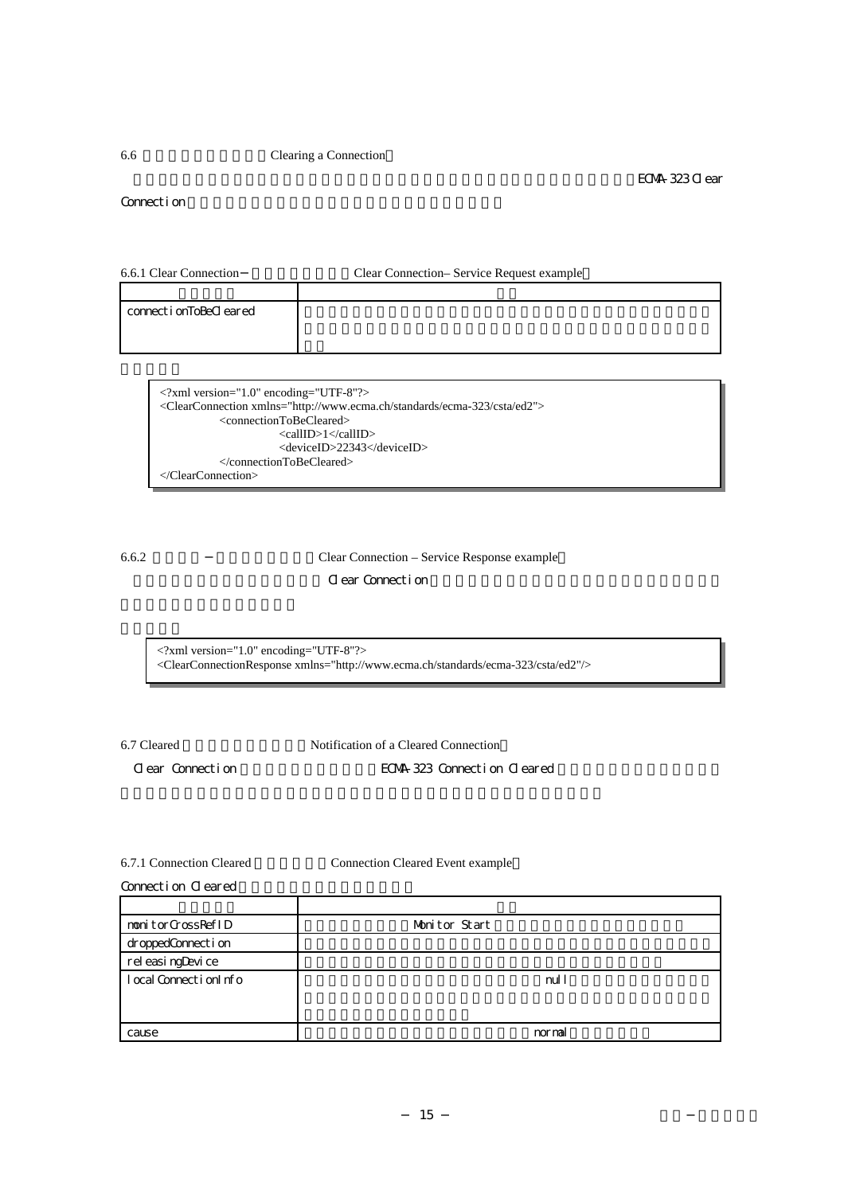6.6 Clearing a Connection

ECMA-323 Clear Connection

6.6.1 Clear Connection− Clear Connection– Service Request example

| | |
|---|---|
| connectionToBeCleared | |

```
<?xml version="1.0" encoding="UTF-8"?>
<ClearConnection xmlns="http://www.ecma.ch/standards/ecma-323/csta/ed2">
        <connectionToBeCleared>
                <callID>1</callID>
                <deviceID>22343</deviceID>
        </connectionToBeCleared>
</ClearConnection>
```

6.6.2 − Clear Connection – Service Response example

Clear Connection

```
<?xml version="1.0" encoding="UTF-8"?>
<ClearConnectionResponse xmlns="http://www.ecma.ch/standards/ecma-323/csta/ed2"/>
```

6.7 Cleared Notification of a Cleared Connection

Clear Connection ECMA-323 Connection Cleared

6.7.1 Connection Cleared Connection Cleared Event example

Connection Cleared

| | |
|---|---|
| monitorCrossRefID | Monitor Start |
| droppedConnection | |
| releasingDevice | |
| localConnectionInfo | null |
| cause | normal |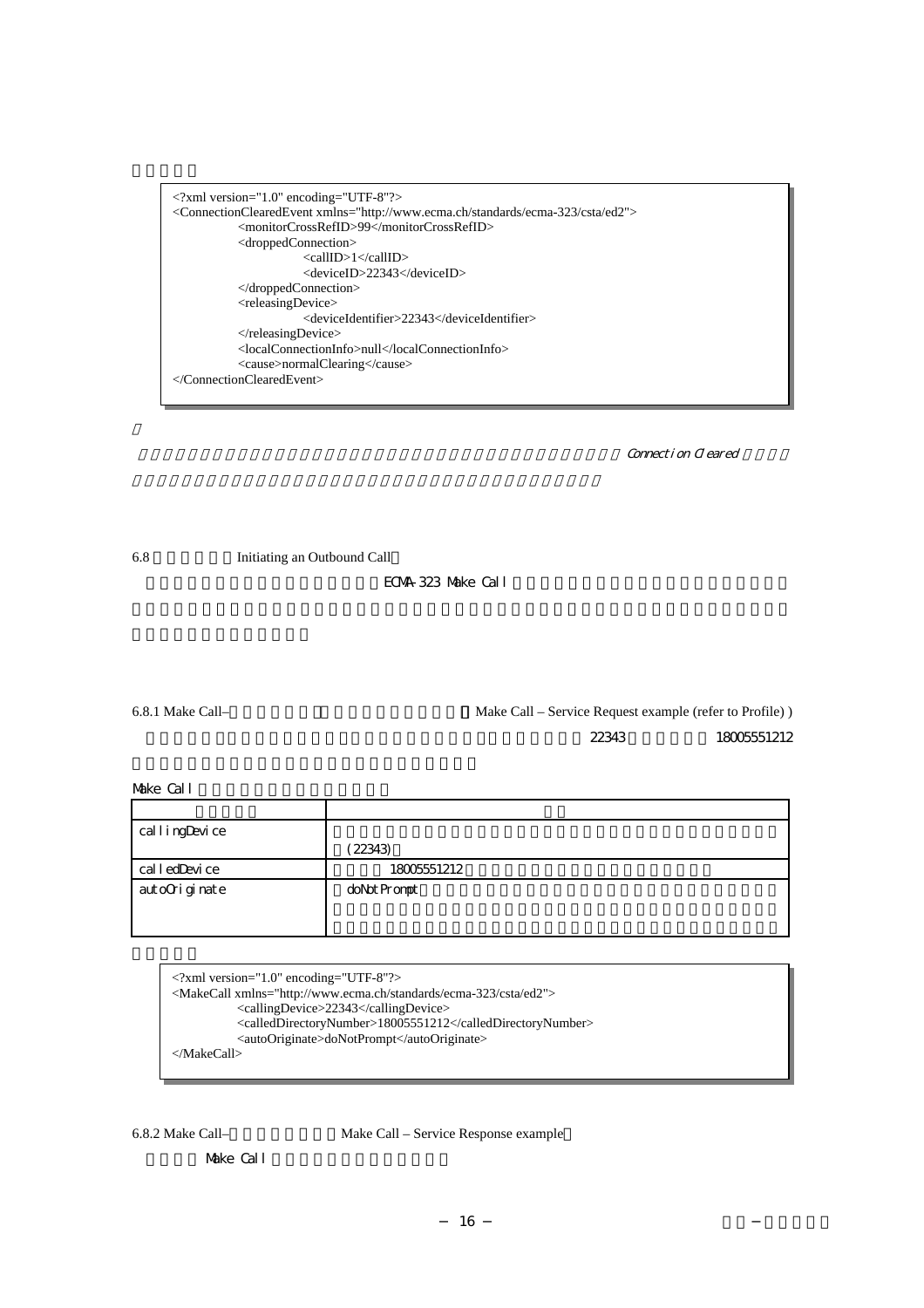```
<?xml version="1.0" encoding="UTF-8"?>
<ConnectionClearedEvent xmlns="http://www.ecma.ch/standards/ecma-323/csta/ed2">
        <monitorCrossRefID>99</monitorCrossRefID>
        <droppedConnection>
                <callID>1</callID>
                <deviceID>22343</deviceID>
        </droppedConnection>
        <releasingDevice>
                <deviceIdentifier>22343</deviceIdentifier>
        </releasingDevice>
        <localConnectionInfo>null</localConnectionInfo>
        <cause>normalClearing</cause>
</ConnectionClearedEvent>
```

Connection Cleared

## 6.8 Initiating an Outbound Call

ECMA-323 Make Call

### 6.8.1 Make Call– Make Call – Service Request example (refer to Profile) )

22343 18005551212

Make Call

| | |
|---|---|
| callingDevice | (22343) |
| calledDevice | 18005551212 |
| autoOriginate | doNotPrompt |

```
<?xml version="1.0" encoding="UTF-8"?>
<MakeCall xmlns="http://www.ecma.ch/standards/ecma-323/csta/ed2">
        <callingDevice>22343</callingDevice>
        <calledDirectoryNumber>18005551212</calledDirectoryNumber>
        <autoOriginate>doNotPrompt</autoOriginate>
</MakeCall>
```

### 6.8.2 Make Call– Make Call – Service Response example

Make Call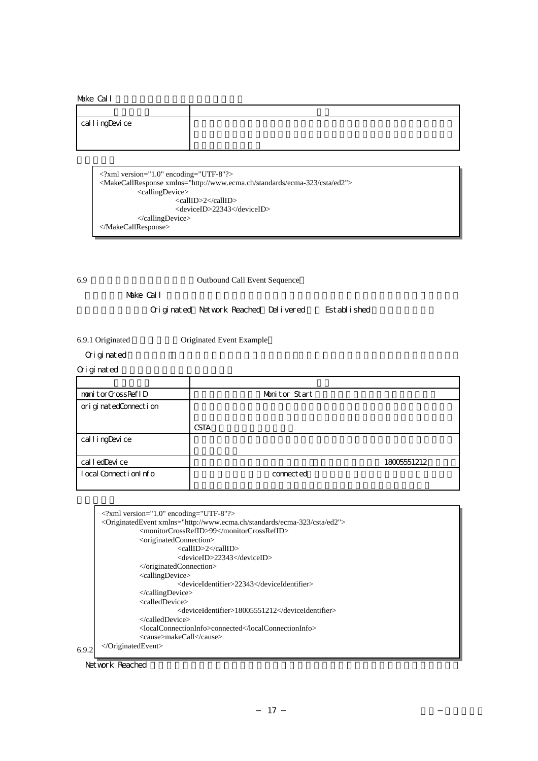Make Call

| | |
|---|---|
| callingDevice | |

```
<?xml version="1.0" encoding="UTF-8"?>
<MakeCallResponse xmlns="http://www.ecma.ch/standards/ecma-323/csta/ed2">
        <callingDevice>
                <callID>2</callID>
                <deviceID>22343</deviceID>
        </callingDevice>
</MakeCallResponse>
```

## 6.9 Outbound Call Event Sequence

Make Call

Originated Network Reached Delivered Established

### 6.9.1 Originated Originated Event Example

Originated

Originated

| | |
|---|---|
| monitorCrossRefID | Monitor Start |
| originatedConnection | CSTA |
| callingDevice | |
| calledDevice | 18005551212 |
| localConnectionInfo | connected |

```
<?xml version="1.0" encoding="UTF-8"?>
<OriginatedEvent xmlns="http://www.ecma.ch/standards/ecma-323/csta/ed2">
        <monitorCrossRefID>99</monitorCrossRefID>
        <originatedConnection>
                <callID>2</callID>
                <deviceID>22343</deviceID>
        </originatedConnection>
        <callingDevice>
                <deviceIdentifier>22343</deviceIdentifier>
        </callingDevice>
        <calledDevice>
                <deviceIdentifier>18005551212</deviceIdentifier>
        </calledDevice>
        <localConnectionInfo>connected</localConnectionInfo>
        <cause>makeCall</cause>
</OriginatedEvent>
```

### 6.9.2

Network Reached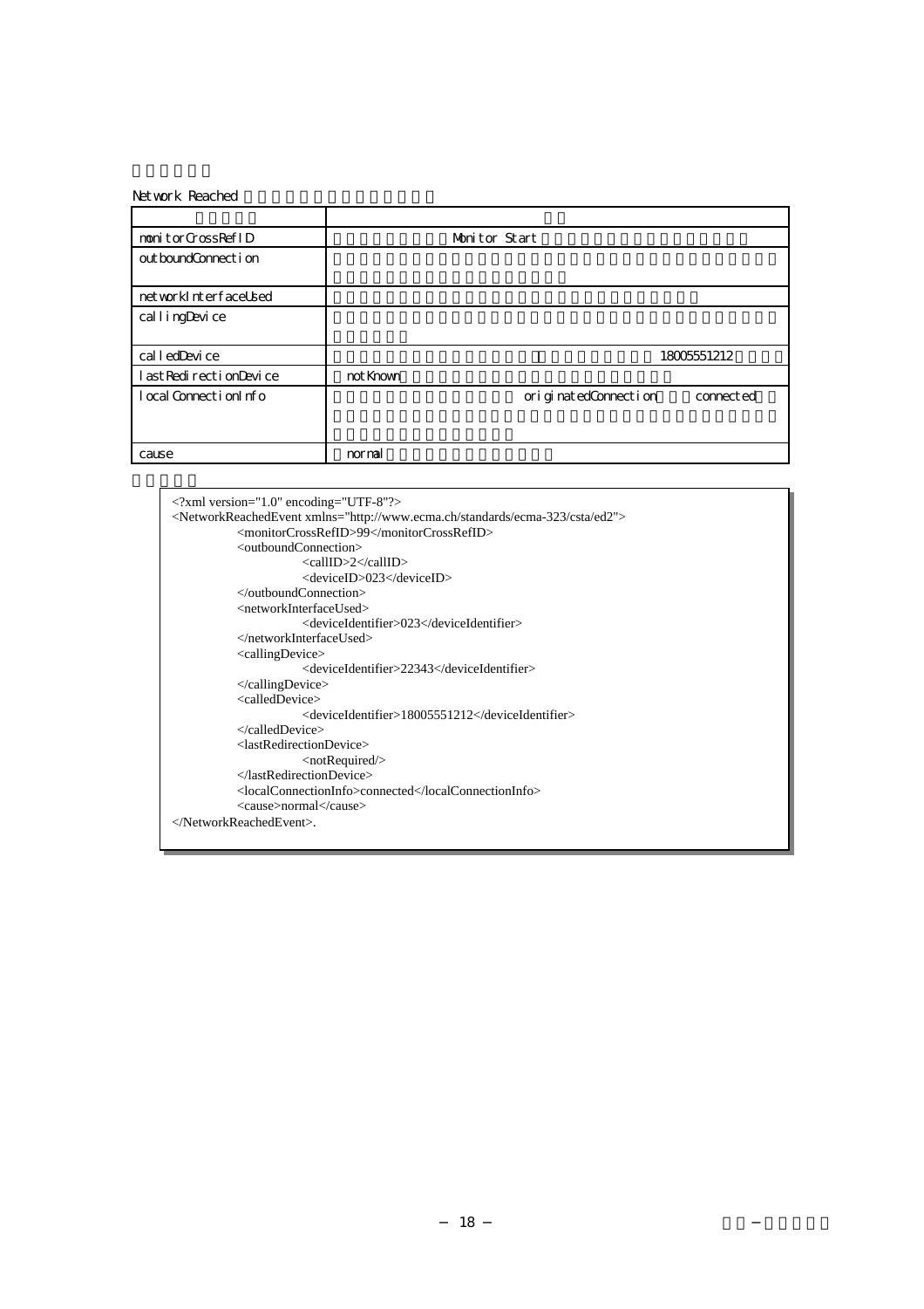Network Reached

| | |
|---|---|
| monitorCrossRefID | Monitor Start |
| outboundConnection | |
| networkInterfaceUsed | |
| callingDevice | |
| calledDevice | 18005551212 |
| lastRedirectionDevice | notKnown |
| localConnectionInfo | originatedConnection connected |
| cause | normal |

```
<?xml version="1.0" encoding="UTF-8"?>
<NetworkReachedEvent xmlns="http://www.ecma.ch/standards/ecma-323/csta/ed2">
        <monitorCrossRefID>99</monitorCrossRefID>
        <outboundConnection>
                <callID>2</callID>
                <deviceID>023</deviceID>
        </outboundConnection>
        <networkInterfaceUsed>
                <deviceIdentifier>023</deviceIdentifier>
        </networkInterfaceUsed>
        <callingDevice>
                <deviceIdentifier>22343</deviceIdentifier>
        </callingDevice>
        <calledDevice>
                <deviceIdentifier>18005551212</deviceIdentifier>
        </calledDevice>
        <lastRedirectionDevice>
                <notRequired/>
        </lastRedirectionDevice>
        <localConnectionInfo>connected</localConnectionInfo>
        <cause>normal</cause>
</NetworkReachedEvent>.
```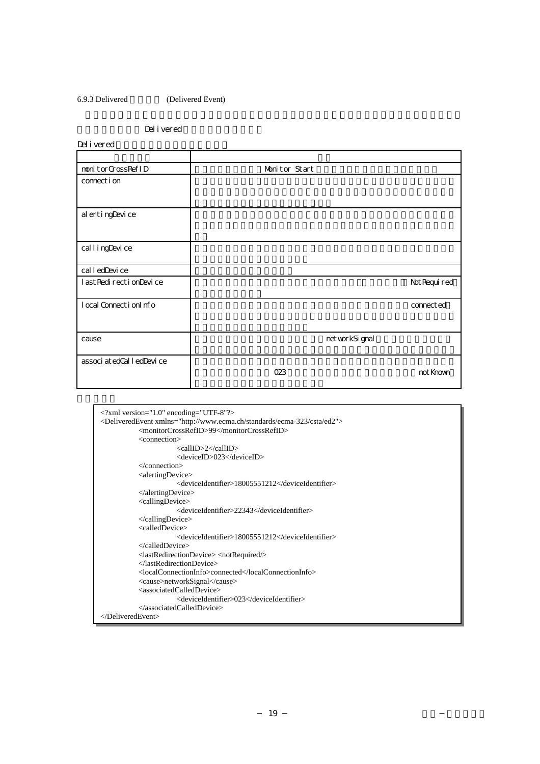6.9.3 Delivered (Delivered Event)

Delivered

Delivered

| | |
|---|---|
| monitorCrossRefID | Monitor Start |
| connection | |
| alertingDevice | |
| callingDevice | |
| calledDevice | |
| lastRedirectionDevice | NotRequired |
| localConnectionInfo | connected |
| cause | networkSignal |
| associatedCalledDevice | 023 notKnown |

```
<?xml version="1.0" encoding="UTF-8"?>
<DeliveredEvent xmlns="http://www.ecma.ch/standards/ecma-323/csta/ed2">
        <monitorCrossRefID>99</monitorCrossRefID>
        <connection>
                <callID>2</callID>
                <deviceID>023</deviceID>
        </connection>
        <alertingDevice>
                <deviceIdentifier>18005551212</deviceIdentifier>
        </alertingDevice>
        <callingDevice>
                <deviceIdentifier>22343</deviceIdentifier>
        </callingDevice>
        <calledDevice>
                <deviceIdentifier>18005551212</deviceIdentifier>
        </calledDevice>
        <lastRedirectionDevice> <notRequired/>
        </lastRedirectionDevice>
        <localConnectionInfo>connected</localConnectionInfo>
        <cause>networkSignal</cause>
        <associatedCalledDevice>
                <deviceIdentifier>023</deviceIdentifier>
        </associatedCalledDevice>
</DeliveredEvent>
```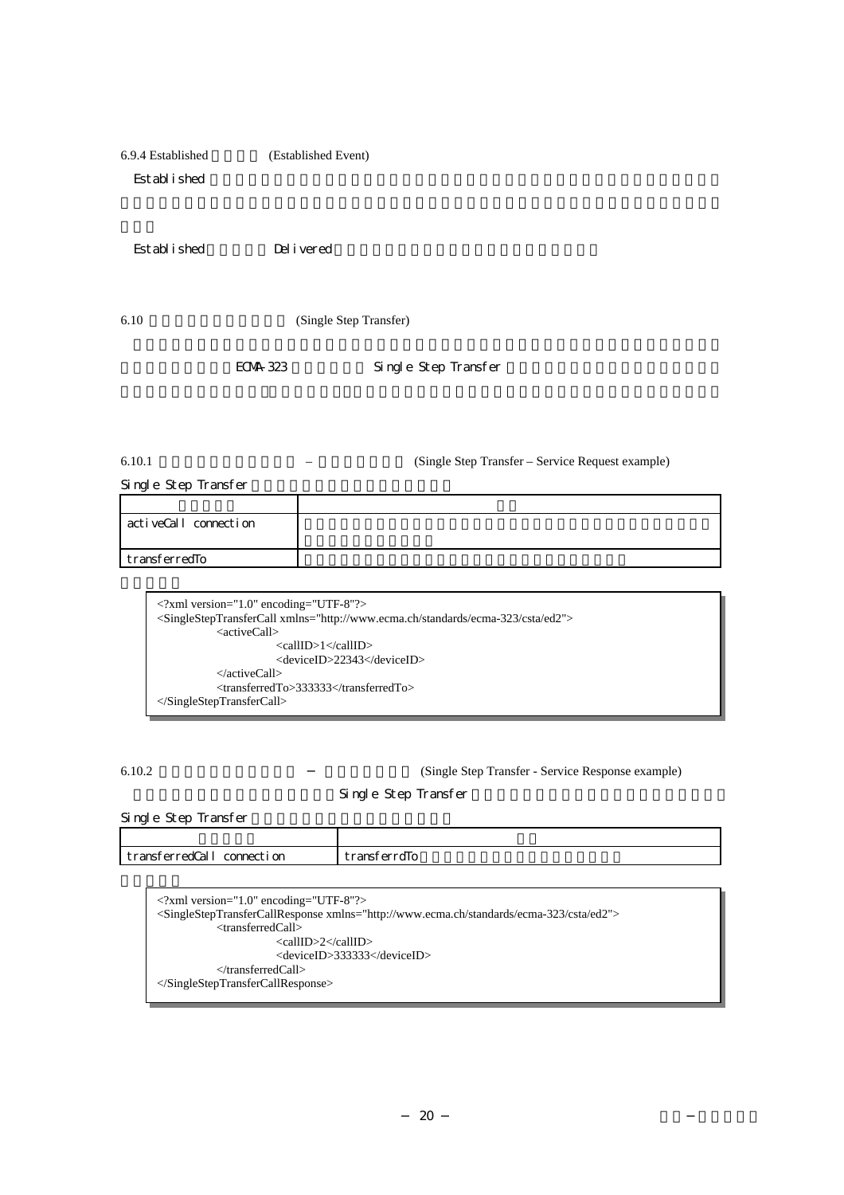6.9.4 Established (Established Event)

Established

Established Delivered

6.10 (Single Step Transfer)

ECMA-323 Single Step Transfer

### 6.10.1 – (Single Step Transfer – Service Request example)

Single Step Transfer

| | |
|---|---|
| activeCall connection | |
| transferredTo | |

```
<?xml version="1.0" encoding="UTF-8"?>
<SingleStepTransferCall xmlns="http://www.ecma.ch/standards/ecma-323/csta/ed2">
        <activeCall>
                <callID>1</callID>
                <deviceID>22343</deviceID>
        </activeCall>
        <transferredTo>333333</transferredTo>
</SingleStepTransferCall>
```

### 6.10.2 − (Single Step Transfer - Service Response example)

Single Step Transfer

Single Step Transfer

| | |
|---|---|
| transferredCall connection | transferrdTo |

```
<?xml version="1.0" encoding="UTF-8"?>
<SingleStepTransferCallResponse xmlns="http://www.ecma.ch/standards/ecma-323/csta/ed2">
        <transferredCall>
                <callID>2</callID>
                <deviceID>333333</deviceID>
        </transferredCall>
</SingleStepTransferCallResponse>
```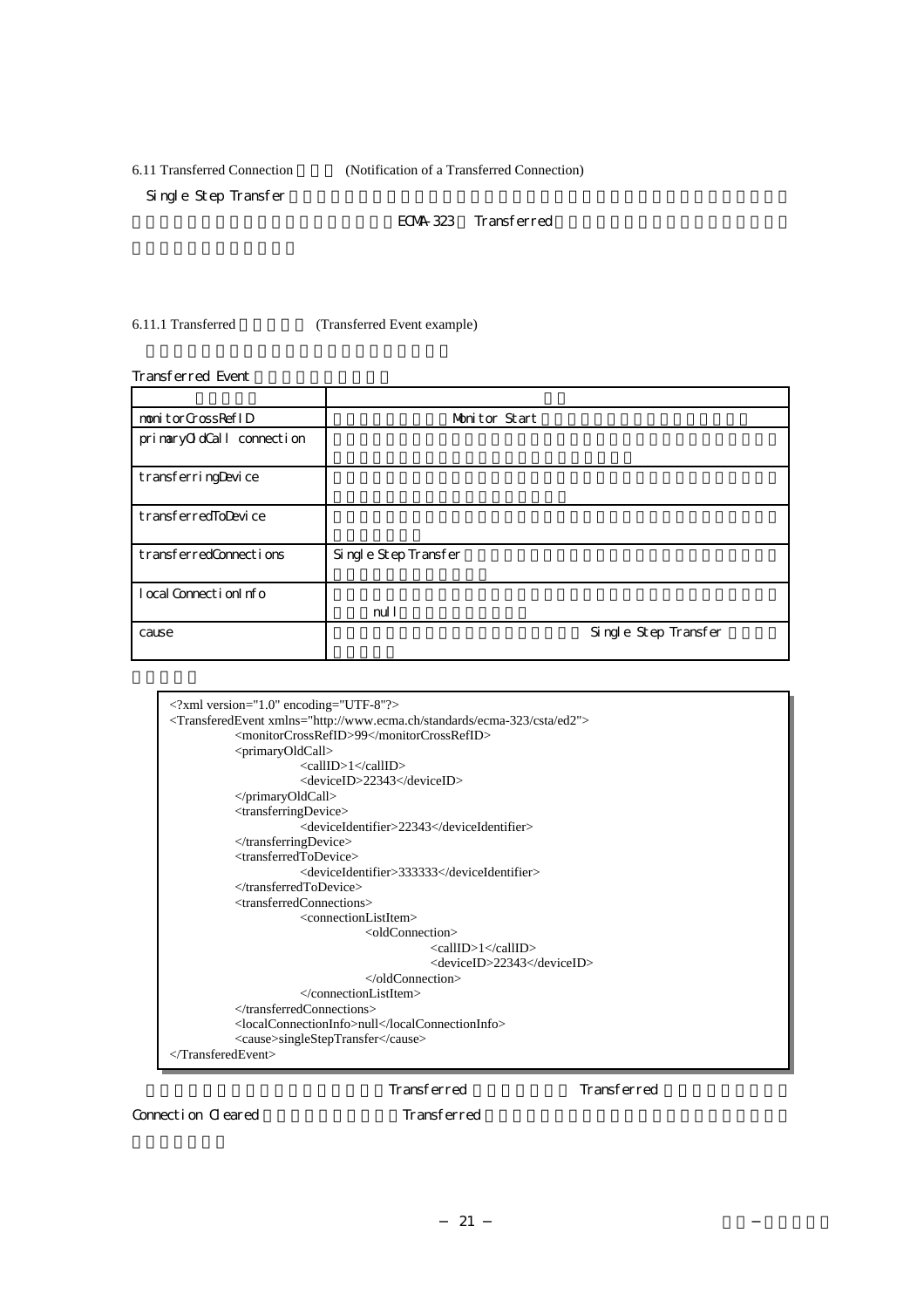6.11 Transferred Connection (Notification of a Transferred Connection)

Single Step Transfer

ECMA-323 Transferred

6.11.1 Transferred (Transferred Event example)

Transferred Event

| | |
|---|---|
| monitorCrossRefID | Monitor Start |
| primaryOldCall connection | |
| transferringDevice | |
| transferredToDevice | |
| transferredConnections | Single Step Transfer |
| localConnectionInfo | null |
| cause | Single Step Transfer |

```
<?xml version="1.0" encoding="UTF-8"?>
<TransferedEvent xmlns="http://www.ecma.ch/standards/ecma-323/csta/ed2">
        <monitorCrossRefID>99</monitorCrossRefID>
        <primaryOldCall>
                <callID>1</callID>
                <deviceID>22343</deviceID>
        </primaryOldCall>
        <transferringDevice>
                <deviceIdentifier>22343</deviceIdentifier>
        </transferringDevice>
        <transferredToDevice>
                <deviceIdentifier>333333</deviceIdentifier>
        </transferredToDevice>
        <transferredConnections>
                <connectionListItem>
                        <oldConnection>
                                <callID>1</callID>
                                <deviceID>22343</deviceID>
                        </oldConnection>
                </connectionListItem>
        </transferredConnections>
        <localConnectionInfo>null</localConnectionInfo>
        <cause>singleStepTransfer</cause>
</TransferedEvent>
```

Transferred Transferred

Connection Cleared Transferred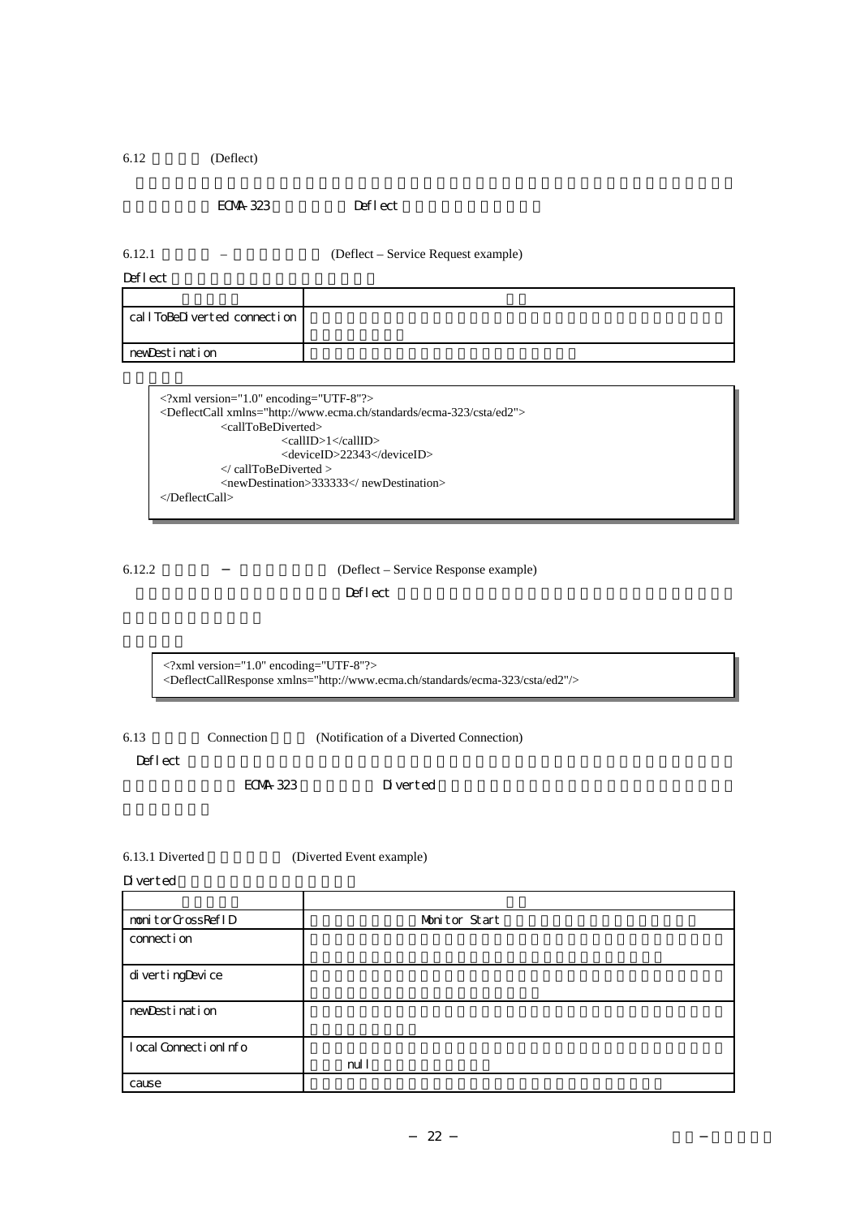6.12 (Deflect)

ECMA-323 Deflect

6.12.1 – (Deflect – Service Request example)

Deflect

| | |
|---|---|
| callToBeDiverted connection | |
| newDestination | |

```
<?xml version="1.0" encoding="UTF-8"?>
<DeflectCall xmlns="http://www.ecma.ch/standards/ecma-323/csta/ed2">
        <callToBeDiverted>
                <callID>1</callID>
                <deviceID>22343</deviceID>
        </ callToBeDiverted >
        <newDestination>333333</ newDestination>
</DeflectCall>
```

6.12.2 − (Deflect – Service Response example)

Deflect

```
<?xml version="1.0" encoding="UTF-8"?>
<DeflectCallResponse xmlns="http://www.ecma.ch/standards/ecma-323/csta/ed2"/>
```

6.13 Connection (Notification of a Diverted Connection)

Deflect

ECMA-323 Diverted

6.13.1 Diverted (Diverted Event example)

Diverted

| | |
|---|---|
| monitorCrossRefID | Monitor Start |
| connection | |
| divertingDevice | |
| newDestination | |
| localConnectionInfo | null |
| cause | |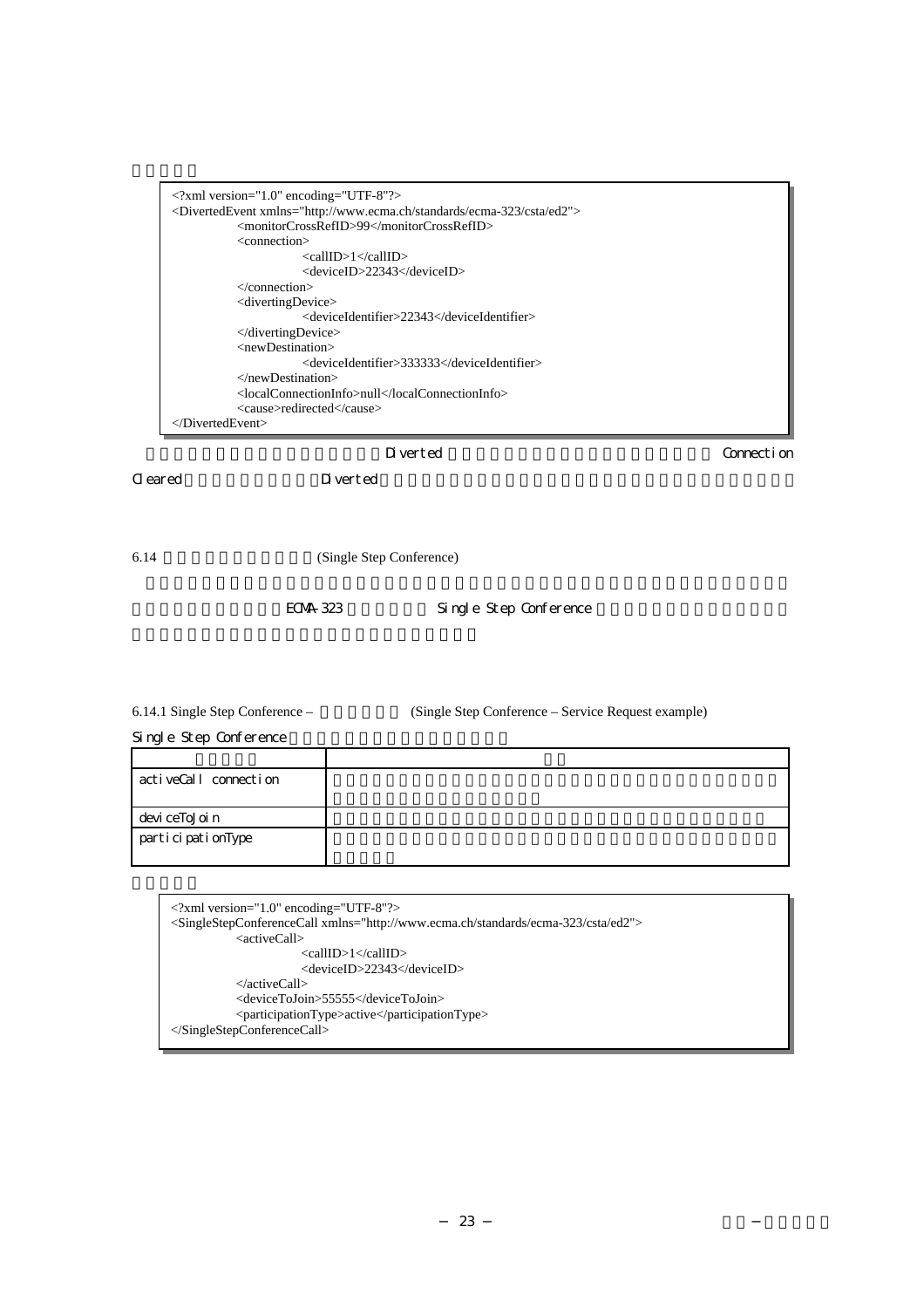```
<?xml version="1.0" encoding="UTF-8"?>
<DivertedEvent xmlns="http://www.ecma.ch/standards/ecma-323/csta/ed2">
        <monitorCrossRefID>99</monitorCrossRefID>
        <connection>
                <callID>1</callID>
                <deviceID>22343</deviceID>
        </connection>
        <divertingDevice>
                <deviceIdentifier>22343</deviceIdentifier>
        </divertingDevice>
        <newDestination>
                <deviceIdentifier>333333</deviceIdentifier>
        </newDestination>
        <localConnectionInfo>null</localConnectionInfo>
        <cause>redirected</cause>
</DivertedEvent>
```

Diverted Connection Cleared Diverted

## 6.14 (Single Step Conference)

ECMA-323 Single Step Conference

### 6.14.1 Single Step Conference – (Single Step Conference – Service Request example)

Single Step Conference

| | |
|---|---|
| activeCall connection | |
| deviceToJoin | |
| participationType | |

```
<?xml version="1.0" encoding="UTF-8"?>
<SingleStepConferenceCall xmlns="http://www.ecma.ch/standards/ecma-323/csta/ed2">
        <activeCall>
                <callID>1</callID>
                <deviceID>22343</deviceID>
        </activeCall>
        <deviceToJoin>55555</deviceToJoin>
        <participationType>active</participationType>
</SingleStepConferenceCall>
```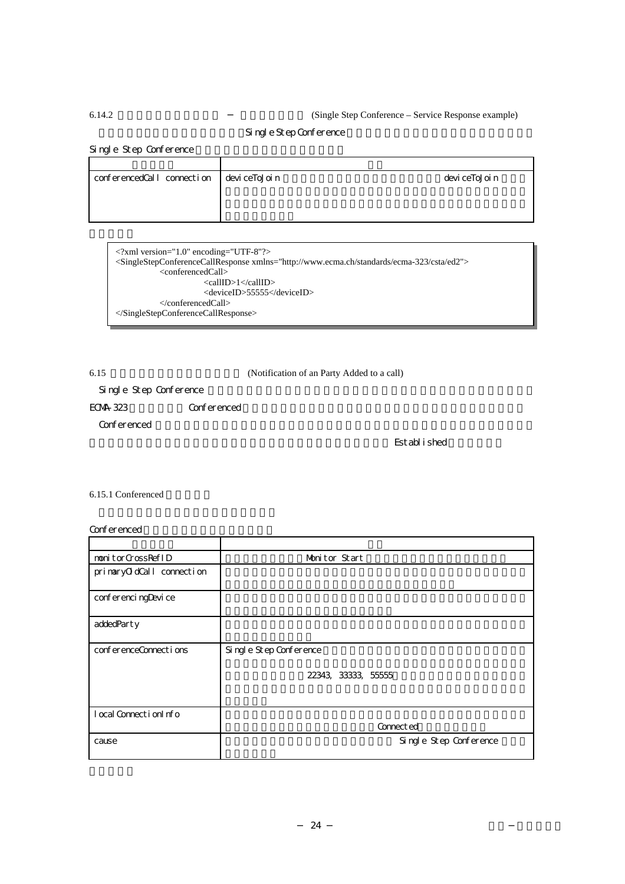6.14.2 　　　　　　　　　　　－ 　　　　　　　 (Single Step Conference – Service Response example)

Single Step Conference

Single Step Conference

| | |
|---|---|
| conferencedCall connection | deviceToJoin deviceToJoin |

```
<?xml version="1.0" encoding="UTF-8"?>
<SingleStepConferenceCallResponse xmlns="http://www.ecma.ch/standards/ecma-323/csta/ed2">
        <conferencedCall>
                <callID>1</callID>
                <deviceID>55555</deviceID>
        </conferencedCall>
</SingleStepConferenceCallResponse>
```

6.15 　　　　　　　　　　　　　 (Notification of an Party Added to a call)

Single Step Conference

ECMA-323 Conferenced

Conferenced

Established

6.15.1 Conferenced

Conferenced

| | |
|---|---|
| monitorCrossRefID | Monitor Start |
| primaryOldCall connection | |
| conferencingDevice | |
| addedParty | |
| conferenceConnections | Single Step Conference 22343, 33333, 55555 |
| localConnectionInfo | Connected |
| cause | Single Step Conference |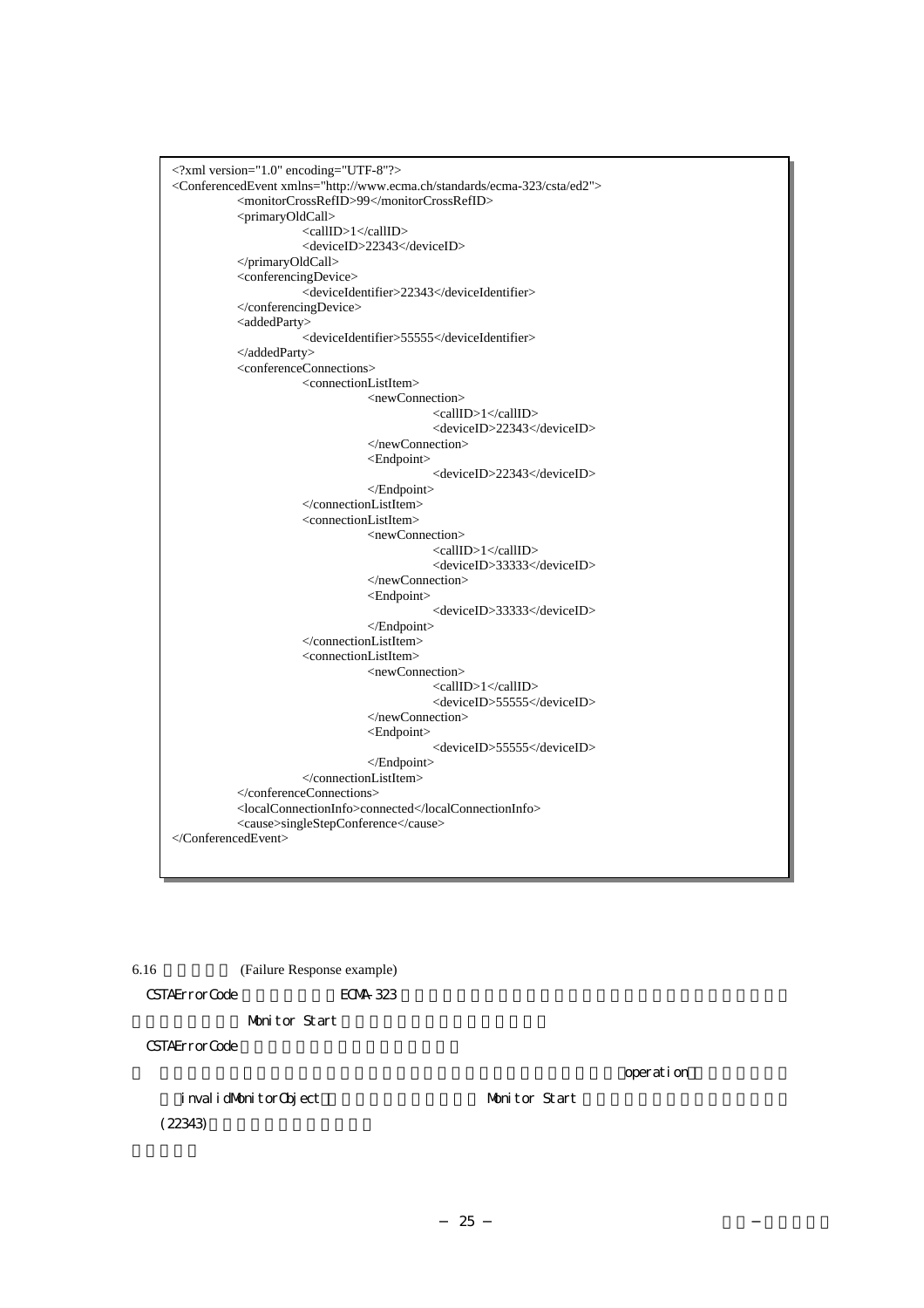```xml
<?xml version="1.0" encoding="UTF-8"?>
<ConferencedEvent xmlns="http://www.ecma.ch/standards/ecma-323/csta/ed2">
        <monitorCrossRefID>99</monitorCrossRefID>
        <primaryOldCall>
                <callID>1</callID>
                <deviceID>22343</deviceID>
        </primaryOldCall>
        <conferencingDevice>
                <deviceIdentifier>22343</deviceIdentifier>
        </conferencingDevice>
        <addedParty>
                <deviceIdentifier>55555</deviceIdentifier>
        </addedParty>
        <conferenceConnections>
                <connectionListItem>
                        <newConnection>
                                <callID>1</callID>
                                <deviceID>22343</deviceID>
                        </newConnection>
                        <Endpoint>
                                <deviceID>22343</deviceID>
                        </Endpoint>
                </connectionListItem>
                <connectionListItem>
                        <newConnection>
                                <callID>1</callID>
                                <deviceID>33333</deviceID>
                        </newConnection>
                        <Endpoint>
                                <deviceID>33333</deviceID>
                        </Endpoint>
                </connectionListItem>
                <connectionListItem>
                        <newConnection>
                                <callID>1</callID>
                                <deviceID>55555</deviceID>
                        </newConnection>
                        <Endpoint>
                                <deviceID>55555</deviceID>
                        </Endpoint>
                </connectionListItem>
        </conferenceConnections>
        <localConnectionInfo>connected</localConnectionInfo>
        <cause>singleStepConference</cause>
</ConferencedEvent>
```

## 6.16 (Failure Response example)

CSTAErrorCode ECMA-323

Monitor Start

CSTAErrorCode

operation

invalidMonitorObject Monitor Start

(22343)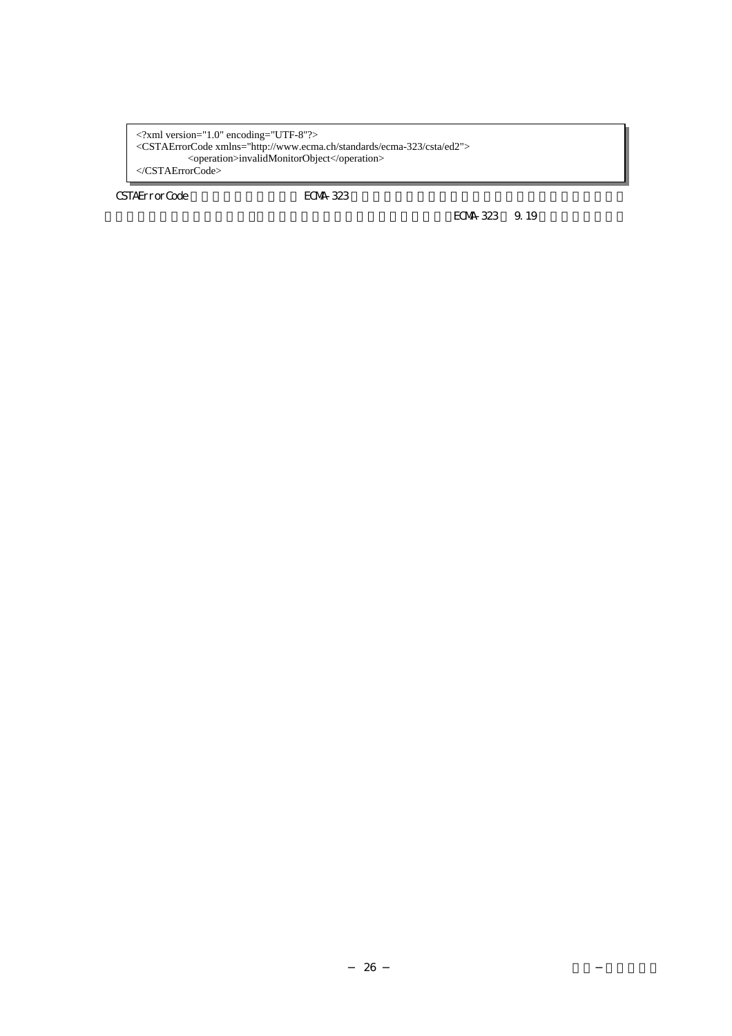```
<?xml version="1.0" encoding="UTF-8"?>
<CSTAErrorCode xmlns="http://www.ecma.ch/standards/ecma-323/csta/ed2">
        <operation>invalidMonitorObject</operation>
</CSTAErrorCode>
```

CSTAErrorCode ECMA-323

ECMA-323 9.19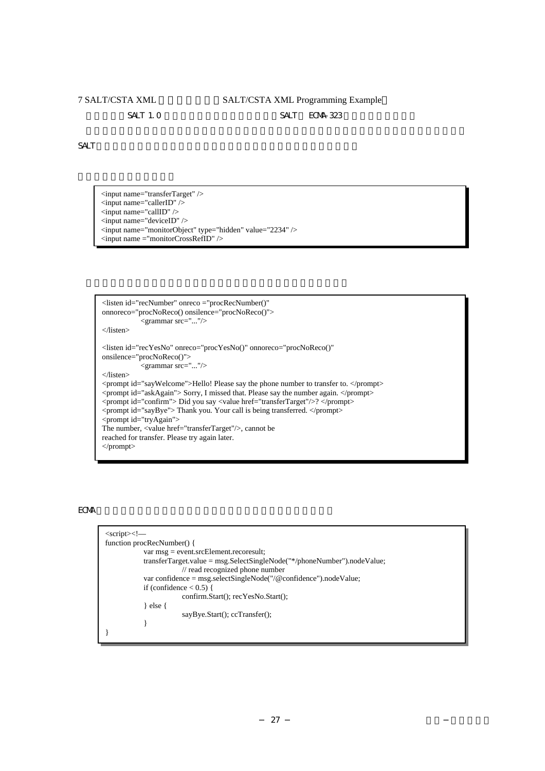7 SALT/CSTA XML SALT/CSTA XML Programming Example

SALT 1.0 SALT ECMA-323

SALT

```
<input name="transferTarget" />
<input name="callerID" />
<input name="callID" />
<input name="deviceID" />
<input name="monitorObject" type="hidden" value="2234" />
<input name ="monitorCrossRefID" />
```

```
<listen id="recNumber" onreco ="procRecNumber()"
onnoreco="procNoReco() onsilence="procNoReco()">
        <grammar src="..."/>
</listen>

<listen id="recYesNo" onreco="procYesNo()" onnoreco="procNoReco()"
onsilence="procNoReco()">
        <grammar src="..."/>
</listen>
<prompt id="sayWelcome">Hello! Please say the phone number to transfer to. </prompt>
<prompt id="askAgain"> Sorry, I missed that. Please say the number again. </prompt>
<prompt id="confirm"> Did you say <value href="transferTarget"/>? </prompt>
<prompt id="sayBye"> Thank you. Your call is being transferred. </prompt>
<prompt id="tryAgain">
The number, <value href="transferTarget"/>, cannot be
reached for transfer. Please try again later.
</prompt>
```

ECMA

```
<script><!—
function procRecNumber() {
        var msg = event.srcElement.recoresult;
        transferTarget.value = msg.SelectSingleNode("*/phoneNumber").nodeValue;
                // read recognized phone number
        var confidence = msg.selectSingleNode("/@confidence").nodeValue;
        if (confidence < 0.5) {
                confirm.Start(); recYesNo.Start();
        } else {
                sayBye.Start(); ccTransfer();
        }
}
```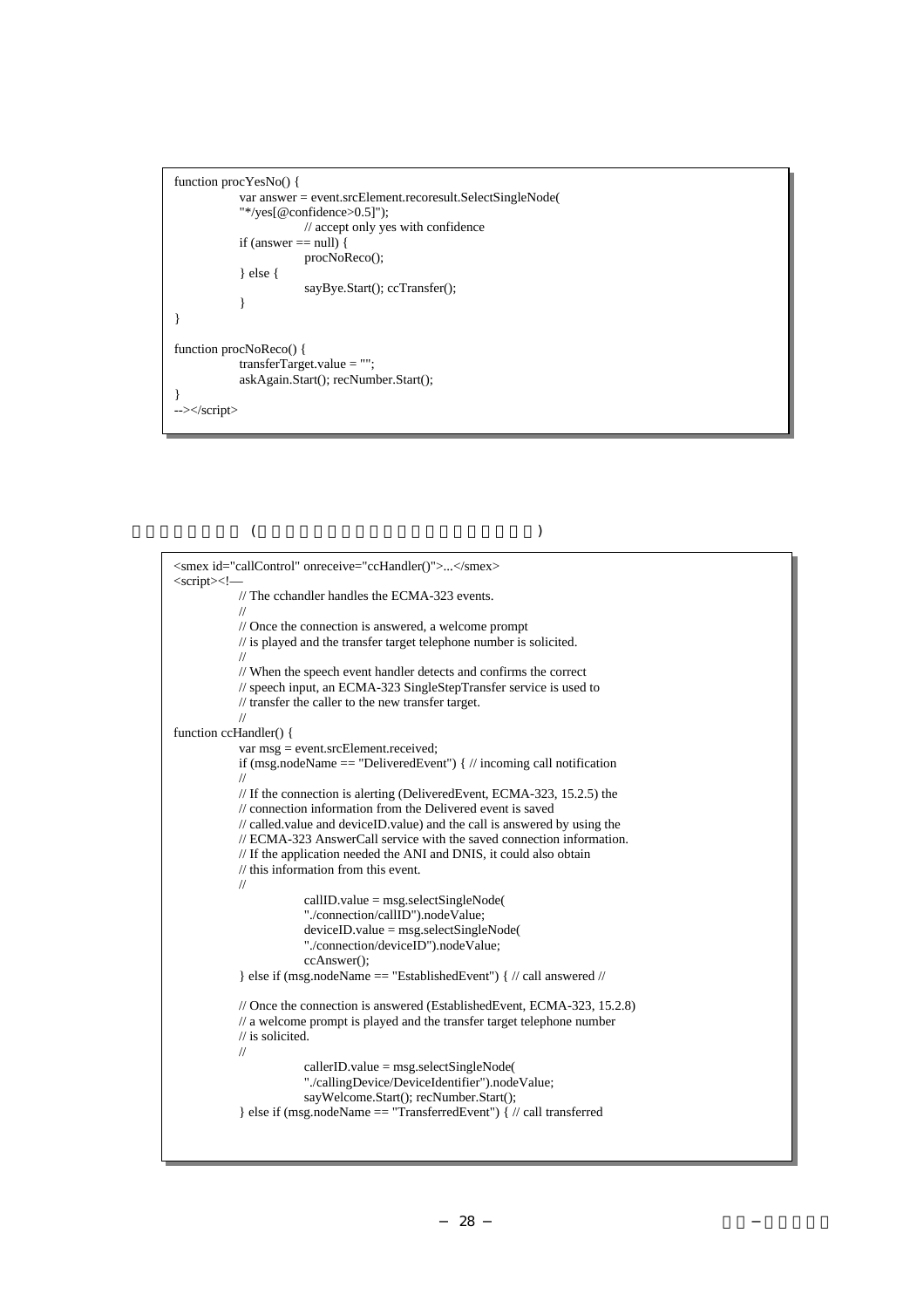```
function procYesNo() {
        var answer = event.srcElement.recoresult.SelectSingleNode(
        "*/yes[@confidence>0.5]");
                // accept only yes with confidence
        if (answer == null) {
                procNoReco();
        } else {
                sayBye.Start(); ccTransfer();
        }
}

function procNoReco() {
        transferTarget.value = "";
        askAgain.Start(); recNumber.Start();
}
--></script>
```

```
<smex id="callControl" onreceive="ccHandler()">...</smex>
<script><!—
        // The cchandler handles the ECMA-323 events.
        //
        // Once the connection is answered, a welcome prompt
        // is played and the transfer target telephone number is solicited.
        //
        // When the speech event handler detects and confirms the correct
        // speech input, an ECMA-323 SingleStepTransfer service is used to
        // transfer the caller to the new transfer target.
        //
function ccHandler() {
        var msg = event.srcElement.received;
        if (msg.nodeName == "DeliveredEvent") { // incoming call notification
        //
        // If the connection is alerting (DeliveredEvent, ECMA-323, 15.2.5) the
        // connection information from the Delivered event is saved
        // called.value and deviceID.value) and the call is answered by using the
        // ECMA-323 AnswerCall service with the saved connection information.
        // If the application needed the ANI and DNIS, it could also obtain
        // this information from this event.
        //
                callID.value = msg.selectSingleNode(
                "./connection/callID").nodeValue;
                deviceID.value = msg.selectSingleNode(
                "./connection/deviceID").nodeValue;
                ccAnswer();
        } else if (msg.nodeName == "EstablishedEvent") { // call answered //

        // Once the connection is answered (EstablishedEvent, ECMA-323, 15.2.8)
        // a welcome prompt is played and the transfer target telephone number
        // is solicited.
        //
                callerID.value = msg.selectSingleNode(
                "./callingDevice/DeviceIdentifier").nodeValue;
                sayWelcome.Start(); recNumber.Start();
        } else if (msg.nodeName == "TransferredEvent") { // call transferred
```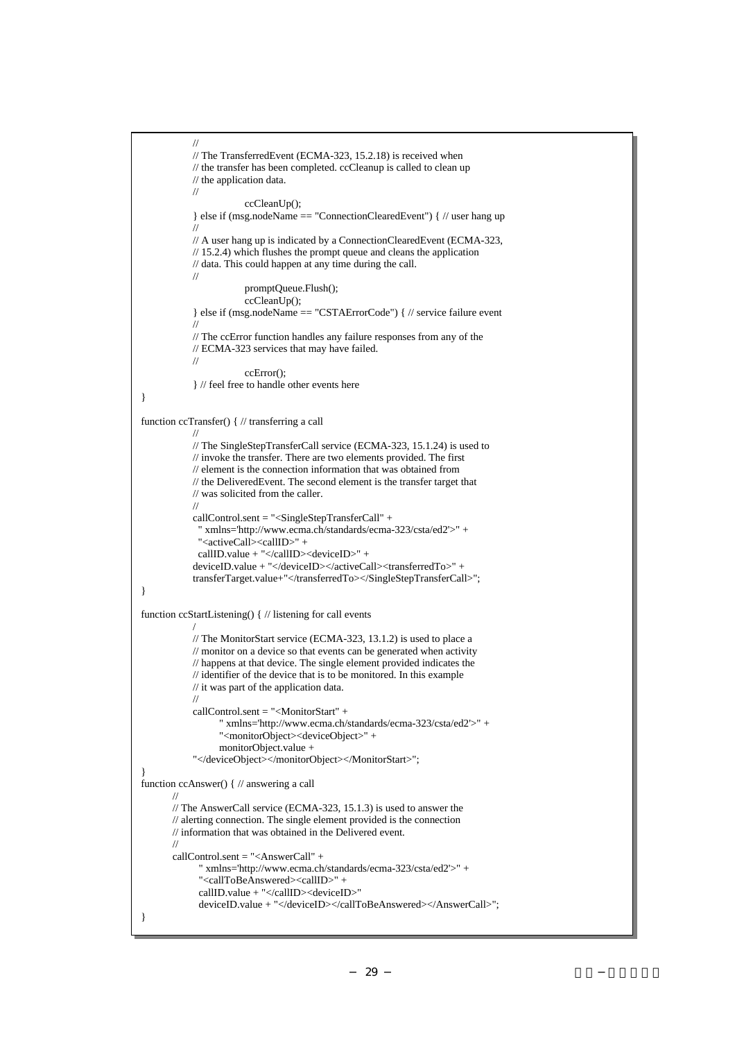```
            //
            // The TransferredEvent (ECMA-323, 15.2.18) is received when
            // the transfer has been completed. ccCleanup is called to clean up
            // the application data.
            //
                        ccCleanUp();
            } else if (msg.nodeName == "ConnectionClearedEvent") { // user hang up
            //
            // A user hang up is indicated by a ConnectionClearedEvent (ECMA-323,
            // 15.2.4) which flushes the prompt queue and cleans the application
            // data. This could happen at any time during the call.
            //
                        promptQueue.Flush();
                        ccCleanUp();
            } else if (msg.nodeName == "CSTAErrorCode") { // service failure event
            //
            // The ccError function handles any failure responses from any of the
            // ECMA-323 services that may have failed.
            //
                        ccError();
            } // feel free to handle other events here
}

function ccTransfer() { // transferring a call
            //
            // The SingleStepTransferCall service (ECMA-323, 15.1.24) is used to
            // invoke the transfer. There are two elements provided. The first
            // element is the connection information that was obtained from
            // the DeliveredEvent. The second element is the transfer target that
            // was solicited from the caller.
            //
            callControl.sent = "<SingleStepTransferCall" +
              " xmlns='http://www.ecma.ch/standards/ecma-323/csta/ed2'>" +
              "<activeCall><callID>" +
              callID.value + "</callID><deviceID>" +
            deviceID.value + "</deviceID></activeCall><transferredTo>" +
            transferTarget.value+"</transferredTo></SingleStepTransferCall>";
}

function ccStartListening() { // listening for call events
            /
            // The MonitorStart service (ECMA-323, 13.1.2) is used to place a
            // monitor on a device so that events can be generated when activity
            // happens at that device. The single element provided indicates the
            // identifier of the device that is to be monitored. In this example
            // it was part of the application data.
            //
            callControl.sent = "<MonitorStart" +
                    " xmlns='http://www.ecma.ch/standards/ecma-323/csta/ed2'>" +
                    "<monitorObject><deviceObject>" +
                    monitorObject.value +
            "</deviceObject></monitorObject></MonitorStart>";
}
function ccAnswer() { // answering a call
        //
        // The AnswerCall service (ECMA-323, 15.1.3) is used to answer the
        // alerting connection. The single element provided is the connection
        // information that was obtained in the Delivered event.
        //
        callControl.sent = "<AnswerCall" +
                " xmlns='http://www.ecma.ch/standards/ecma-323/csta/ed2'>" +
                "<callToBeAnswered><callID>" +
                callID.value + "</callID><deviceID>"
                deviceID.value + "</deviceID></callToBeAnswered></AnswerCall>";
}
```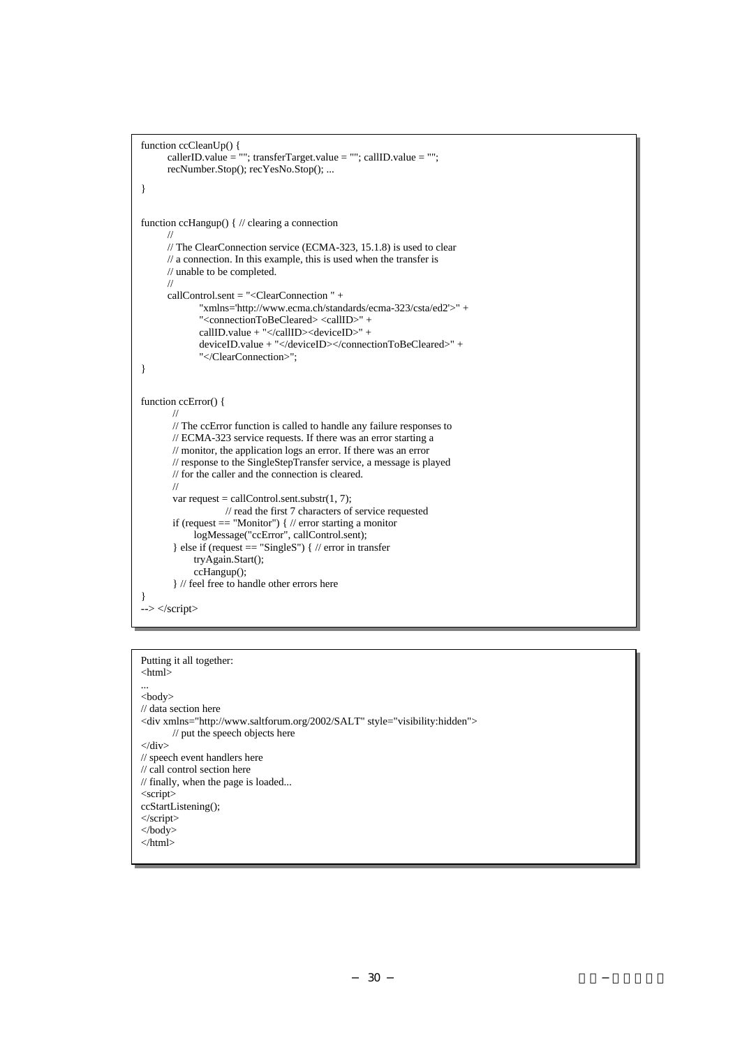```
function ccCleanUp() {
        callerID.value = ""; transferTarget.value = ""; callID.value = "";
        recNumber.Stop(); recYesNo.Stop(); ...
}


function ccHangup() { // clearing a connection
        //
        // The ClearConnection service (ECMA-323, 15.1.8) is used to clear
        // a connection. In this example, this is used when the transfer is
        // unable to be completed.
        //
        callControl.sent = "<ClearConnection " +
                "xmlns='http://www.ecma.ch/standards/ecma-323/csta/ed2'>" +
                "<connectionToBeCleared> <callID>" +
                callID.value + "</callID><deviceID>" +
                deviceID.value + "</deviceID></connectionToBeCleared>" +
                "</ClearConnection>";
}


function ccError() {
         //
         // The ccError function is called to handle any failure responses to
         // ECMA-323 service requests. If there was an error starting a
         // monitor, the application logs an error. If there was an error
         // response to the SingleStepTransfer service, a message is played
         // for the caller and the connection is cleared.
         //
         var request = callControl.sent.substr(1, 7);
                        // read the first 7 characters of service requested
         if (request == "Monitor") { // error starting a monitor
                logMessage("ccError", callControl.sent);
         } else if (request == "SingleS") { // error in transfer
                tryAgain.Start();
                ccHangup();
         } // feel free to handle other errors here
}
--> </script>
```

```
Putting it all together:
<html>
...
<body>
// data section here
<div xmlns="http://www.saltforum.org/2002/SALT" style="visibility:hidden">
        // put the speech objects here
</div>
// speech event handlers here
// call control section here
// finally, when the page is loaded...
<script>
ccStartListening();
</script>
</body>
</html>
```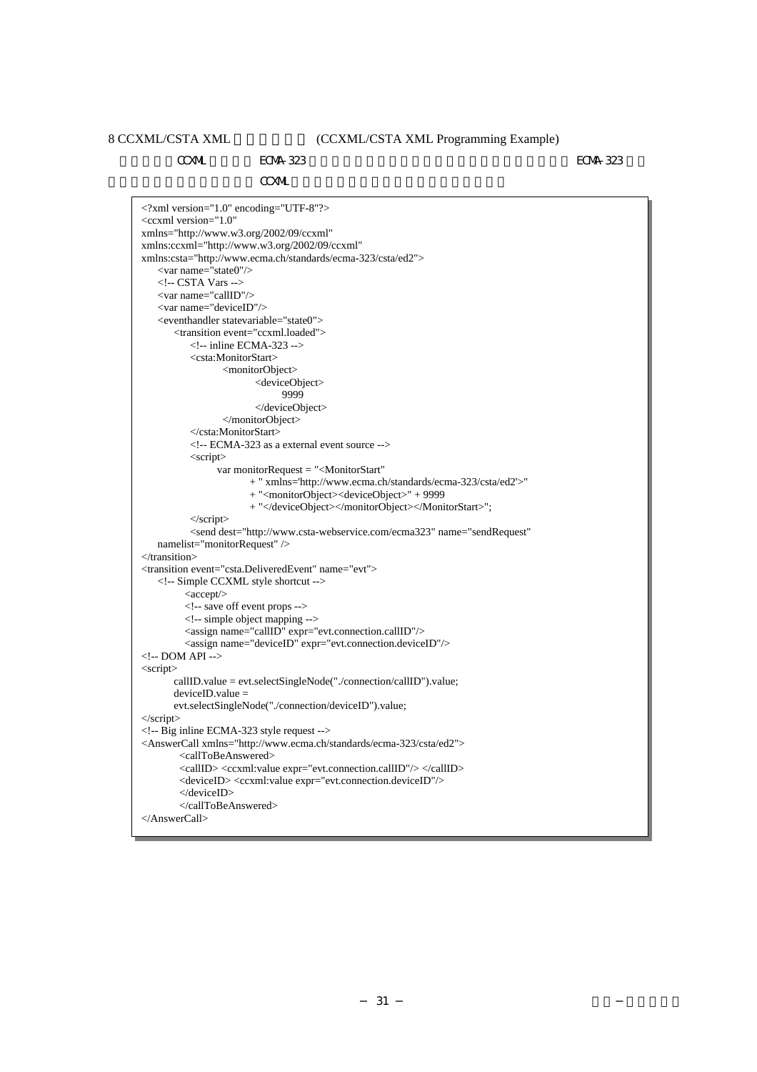## 8 CCXML/CSTA XML (CCXML/CSTA XML Programming Example)

CCXML ECMA-323 ECMA-323

CCXML

```
<?xml version="1.0" encoding="UTF-8"?>
<ccxml version="1.0"
xmlns="http://www.w3.org/2002/09/ccxml"
xmlns:ccxml="http://www.w3.org/2002/09/ccxml"
xmlns:csta="http://www.ecma.ch/standards/ecma-323/csta/ed2">
    <var name="state0"/>
    <!-- CSTA Vars -->
    <var name="callID"/>
    <var name="deviceID"/>
    <eventhandler statevariable="state0">
        <transition event="ccxml.loaded">
            <!-- inline ECMA-323 -->
            <csta:MonitorStart>
                    <monitorObject>
                            <deviceObject>
                                    9999
                            </deviceObject>
                    </monitorObject>
            </csta:MonitorStart>
            <!-- ECMA-323 as a external event source -->
            <script>
                    var monitorRequest = "<MonitorStart"
                            + " xmlns='http://www.ecma.ch/standards/ecma-323/csta/ed2'>"
                            + "<monitorObject><deviceObject>" + 9999
                            + "</deviceObject></monitorObject></MonitorStart>";
            </script>
            <send dest="http://www.csta-webservice.com/ecma323" name="sendRequest"
    namelist="monitorRequest" />
</transition>
<transition event="csta.DeliveredEvent" name="evt">
    <!-- Simple CCXML style shortcut -->
            <accept/>
            <!-- save off event props -->
            <!-- simple object mapping -->
            <assign name="callID" expr="evt.connection.callID"/>
            <assign name="deviceID" expr="evt.connection.deviceID"/>
<!-- DOM API -->
<script>
        callID.value = evt.selectSingleNode("./connection/callID").value;
        deviceID.value =
        evt.selectSingleNode("./connection/deviceID").value;
</script>
<!-- Big inline ECMA-323 style request -->
<AnswerCall xmlns="http://www.ecma.ch/standards/ecma-323/csta/ed2">
        <callToBeAnswered>
        <callID> <ccxml:value expr="evt.connection.callID"/> </callID>
        <deviceID> <ccxml:value expr="evt.connection.deviceID"/>
        </deviceID>
        </callToBeAnswered>
</AnswerCall>
```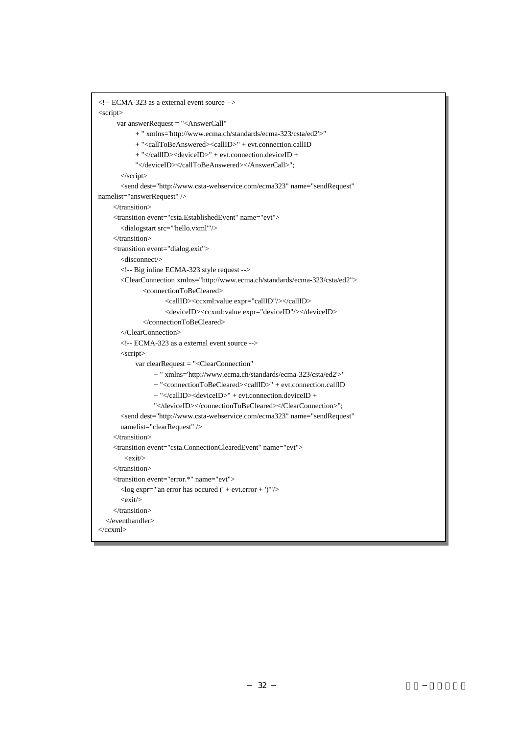```
<!-- ECMA-323 as a external event source -->
<script>
        var answerRequest = "<AnswerCall"
                + " xmlns='http://www.ecma.ch/standards/ecma-323/csta/ed2'>"
                + "<callToBeAnswered><callID>" + evt.connection.callID
                + "</callID><deviceID>" + evt.connection.deviceID +
                "</deviceID></callToBeAnswered></AnswerCall>";
         </script>
         <send dest="http://www.csta-webservice.com/ecma323" name="sendRequest"
namelist="answerRequest" />
      </transition>
      <transition event="csta.EstablishedEvent" name="evt">
         <dialogstart src="'hello.vxml'"/>
      </transition>
      <transition event="dialog.exit">
         <disconnect/>
         <!-- Big inline ECMA-323 style request -->
         <ClearConnection xmlns="http://www.ecma.ch/standards/ecma-323/csta/ed2">
                  <connectionToBeCleared>
                           <callID><ccxml:value expr="callID"/></callID>
                           <deviceID><ccxml:value expr="deviceID"/></deviceID>
                  </connectionToBeCleared>
         </ClearConnection>
         <!-- ECMA-323 as a external event source -->
         <script>
               var clearRequest = "<ClearConnection"
                        + " xmlns='http://www.ecma.ch/standards/ecma-323/csta/ed2'>"
                        + "<connectionToBeCleared><callID>" + evt.connection.callID
                        + "</callID><deviceID>" + evt.connection.deviceID +
                        "</deviceID></connectionToBeCleared></ClearConnection>";
         <send dest="http://www.csta-webservice.com/ecma323" name="sendRequest"
         namelist="clearRequest" />
      </transition>
      <transition event="csta.ConnectionClearedEvent" name="evt">
           <exit/>
      </transition>
      <transition event="error.*" name="evt">
         <log expr="'an error has occured (' + evt.error + ')'"/>
         <exit/>
      </transition>
   </eventhandler>
</ccxml>
```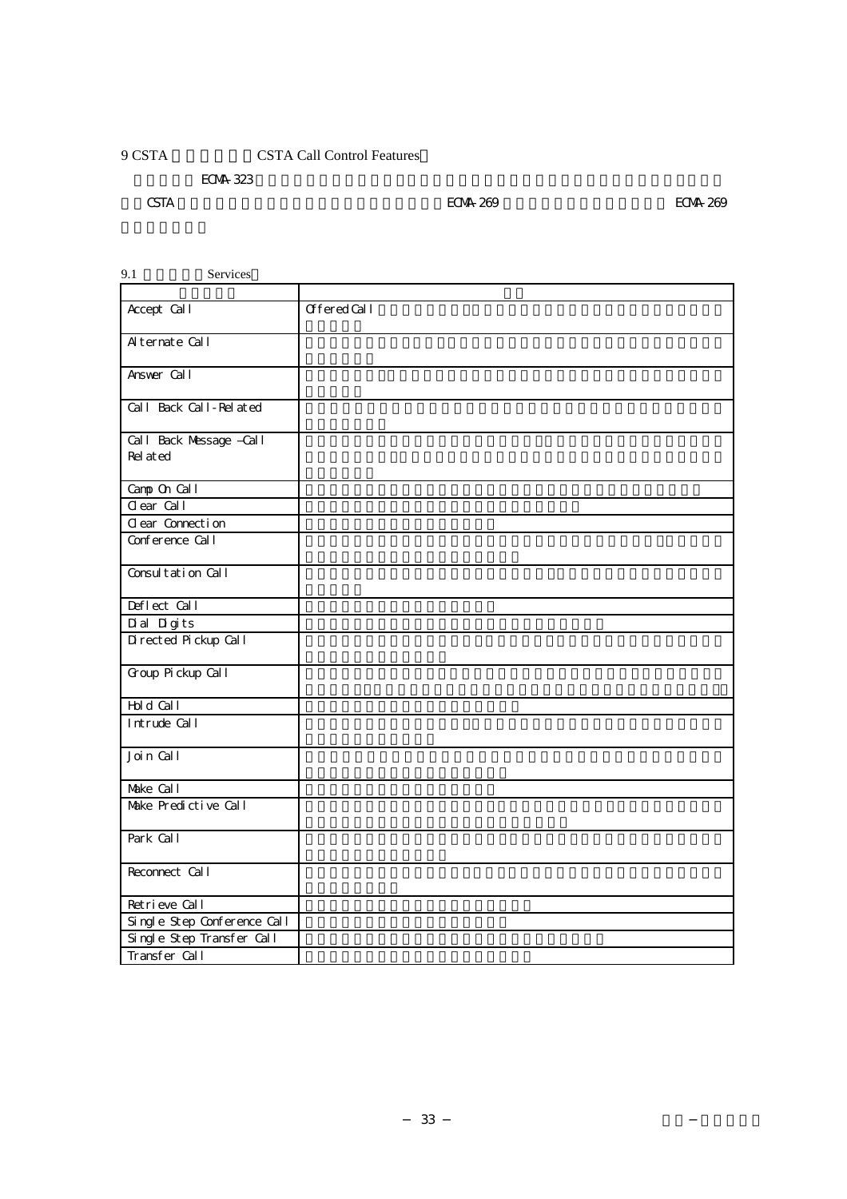9 CSTA CSTA Call Control Features

ECMA-323

CSTA ECMA-269 ECMA-269

9.1 Services

| | |
|---|---|
| Accept Call | Offered Call |
| Alternate Call | |
| Answer Call | |
| Call Back Call-Related | |
| Call Back Message –Call Related | |
| Camp On Call | |
| Clear Call | |
| Clear Connection | |
| Conference Call | |
| Consultation Call | |
| Deflect Call | |
| Dial Digits | |
| Directed Pickup Call | |
| Group Pickup Call | |
| Hold Call | |
| Intrude Call | |
| Join Call | |
| Make Call | |
| Make Predictive Call | |
| Park Call | |
| Reconnect Call | |
| Retrieve Call | |
| Single Step Conference Call | |
| Single Step Transfer Call | |
| Transfer Call | |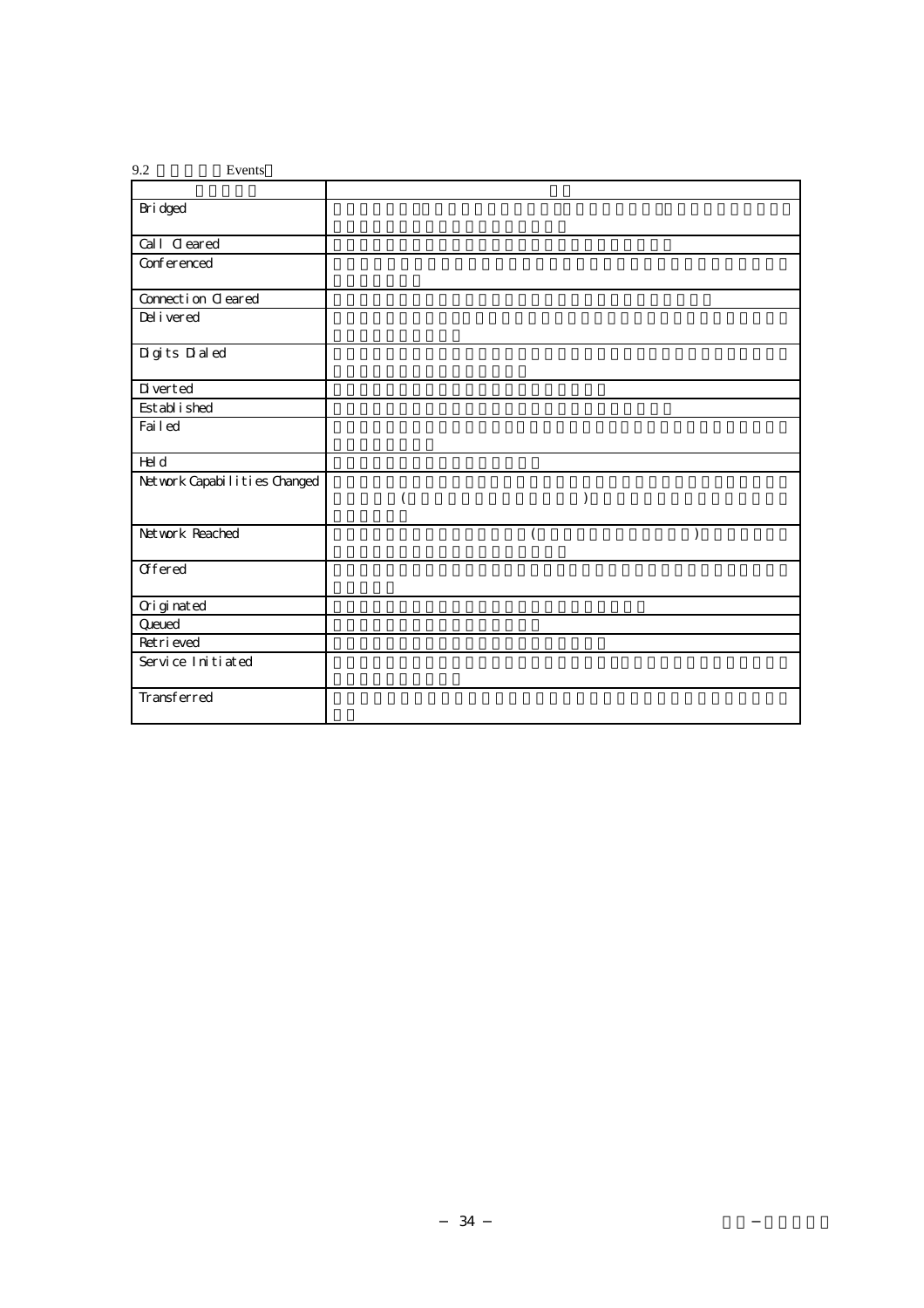9.2 Events

| | |
|---|---|
| Bridged | |
| Call Cleared | |
| Conferenced | |
| Connection Cleared | |
| Delivered | |
| Digits Dialed | |
| Diverted | |
| Established | |
| Failed | |
| Held | |
| Network Capabilities Changed | ( ) |
| Network Reached | ( ) |
| Offered | |
| Originated | |
| Queued | |
| Retrieved | |
| Service Initiated | |
| Transferred | |